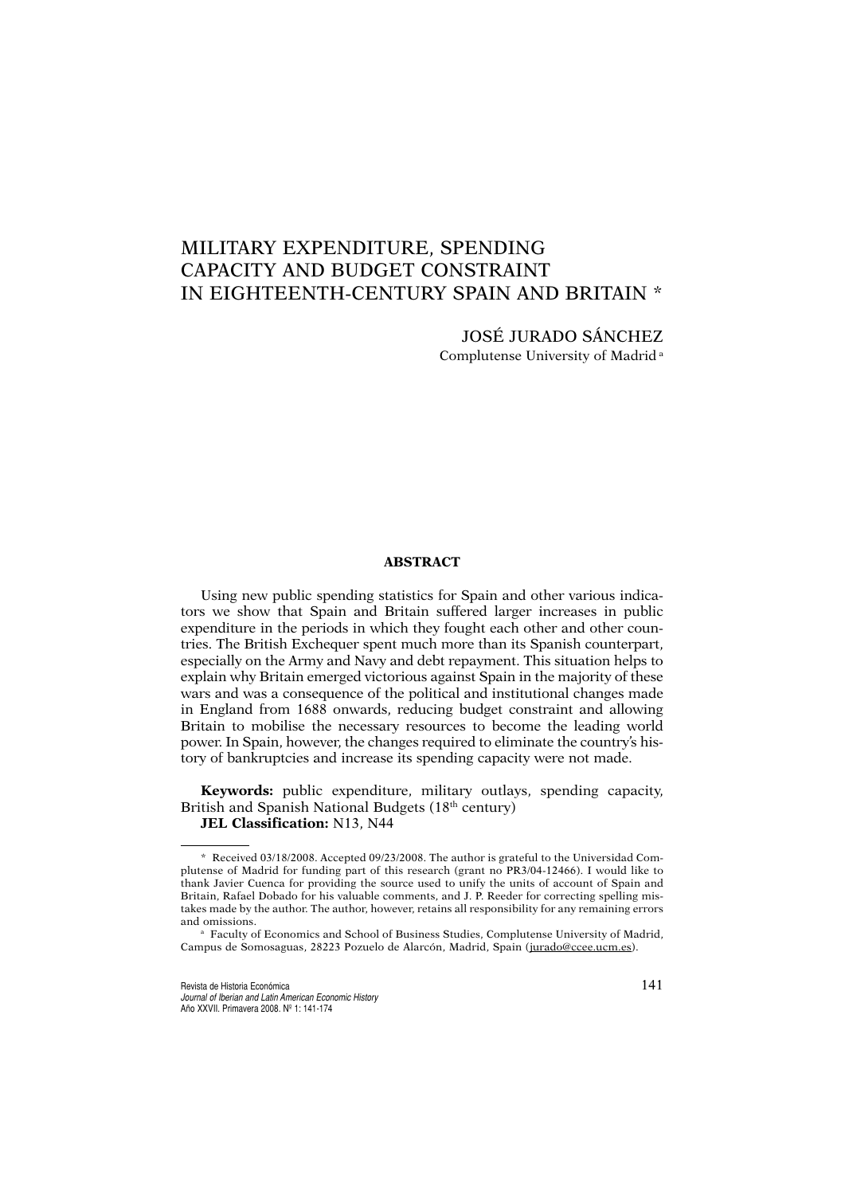# MILITARY EXPENDITURE, SPENDING CAPACITY AND BUDGET CONSTRAINT IN EIGHTEENTH-CENTURY SPAIN AND BRITAIN *

JOSÉ JURADO SÁNCHEZ
Complutense University of Madrid [a]

**ABSTRACT**

Using new public spending statistics for Spain and other various indicators we show that Spain and Britain suffered larger increases in public expenditure in the periods in which they fought each other and other countries. The British Exchequer spent much more than its Spanish counterpart, especially on the Army and Navy and debt repayment. This situation helps to explain why Britain emerged victorious against Spain in the majority of these wars and was a consequence of the political and institutional changes made in England from 1688 onwards, reducing budget constraint and allowing Britain to mobilise the necessary resources to become the leading world power. In Spain, however, the changes required to eliminate the country's history of bankruptcies and increase its spending capacity were not made.

**Keywords:** public expenditure, military outlays, spending capacity, British and Spanish National Budgets (18th century)

**JEL Classification:** N13, N44

---

\* Received 03/18/2008. Accepted 09/23/2008. The author is grateful to the Universidad Complutense de Madrid for funding part of this research (grant no PR3/04-12466). I would like to thank Javier Cuenca for providing the source used to unify the units of account of Spain and Britain, Rafael Dobado for his valuable comments, and J. P. Reeder for correcting spelling mistakes made by the author. The author, however, retains all responsibility for any remaining errors and omissions.

[a] Faculty of Economics and School of Business Studies, Complutense University of Madrid, Campus de Somosaguas, 28223 Pozuelo de Alarcón, Madrid, Spain (jurado@ccee.ucm.es).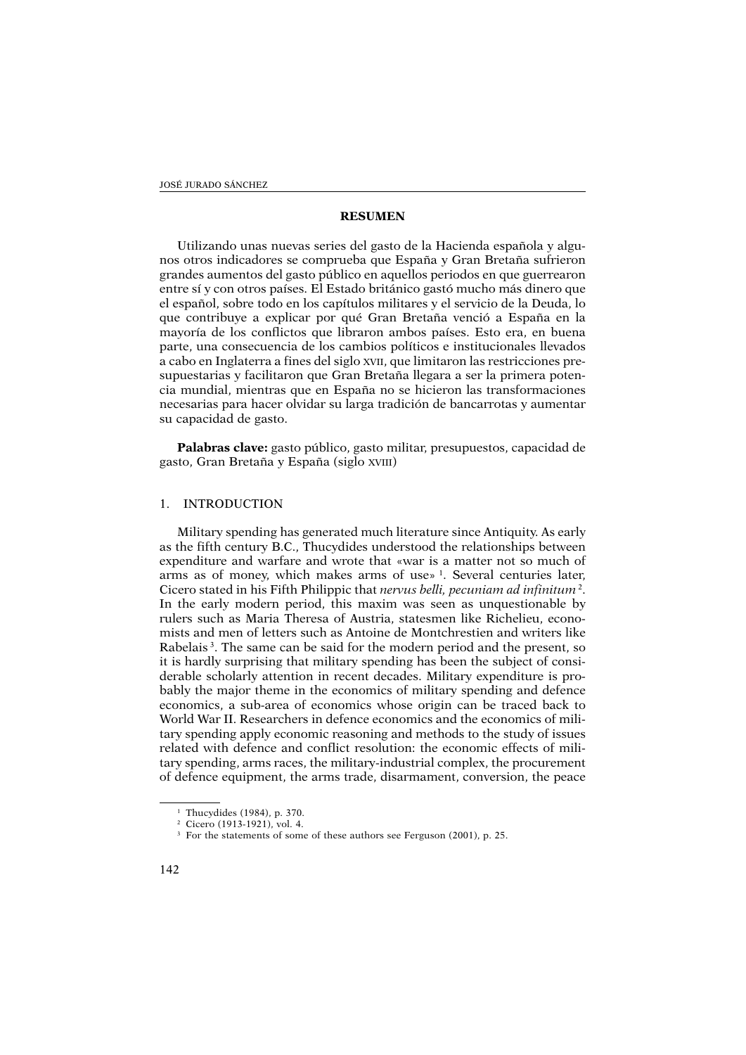## RESUMEN

Utilizando unas nuevas series del gasto de la Hacienda española y algunos otros indicadores se comprueba que España y Gran Bretaña sufrieron grandes aumentos del gasto público en aquellos periodos en que guerrearon entre sí y con otros países. El Estado británico gastó mucho más dinero que el español, sobre todo en los capítulos militares y el servicio de la Deuda, lo que contribuye a explicar por qué Gran Bretaña venció a España en la mayoría de los conflictos que libraron ambos países. Esto era, en buena parte, una consecuencia de los cambios políticos e institucionales llevados a cabo en Inglaterra a fines del siglo XVII, que limitaron las restricciones presupuestarias y facilitaron que Gran Bretaña llegara a ser la primera potencia mundial, mientras que en España no se hicieron las transformaciones necesarias para hacer olvidar su larga tradición de bancarrotas y aumentar su capacidad de gasto.

**Palabras clave:** gasto público, gasto militar, presupuestos, capacidad de gasto, Gran Bretaña y España (siglo XVIII)

## 1. INTRODUCTION

Military spending has generated much literature since Antiquity. As early as the fifth century B.C., Thucydides understood the relationships between expenditure and warfare and wrote that «war is a matter not so much of arms as of money, which makes arms of use» [1]. Several centuries later, Cicero stated in his Fifth Philippic that *nervus belli, pecuniam ad infinitum* [2]. In the early modern period, this maxim was seen as unquestionable by rulers such as Maria Theresa of Austria, statesmen like Richelieu, economists and men of letters such as Antoine de Montchrestien and writers like Rabelais [3]. The same can be said for the modern period and the present, so it is hardly surprising that military spending has been the subject of considerable scholarly attention in recent decades. Military expenditure is probably the major theme in the economics of military spending and defence economics, a sub-area of economics whose origin can be traced back to World War II. Researchers in defence economics and the economics of military spending apply economic reasoning and methods to the study of issues related with defence and conflict resolution: the economic effects of military spending, arms races, the military-industrial complex, the procurement of defence equipment, the arms trade, disarmament, conversion, the peace

---

[1] Thucydides (1984), p. 370.

[2] Cicero (1913-1921), vol. 4.

[3] For the statements of some of these authors see Ferguson (2001), p. 25.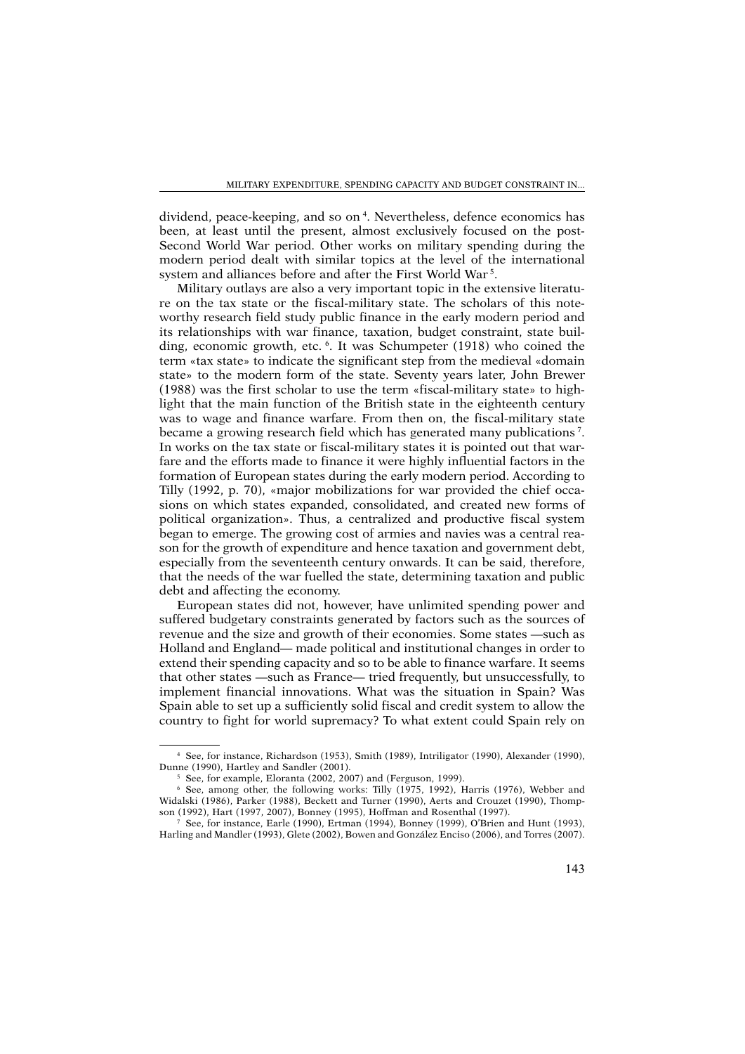dividend, peace-keeping, and so on [4]. Nevertheless, defence economics has been, at least until the present, almost exclusively focused on the post-Second World War period. Other works on military spending during the modern period dealt with similar topics at the level of the international system and alliances before and after the First World War [5].

Military outlays are also a very important topic in the extensive literature on the tax state or the fiscal-military state. The scholars of this noteworthy research field study public finance in the early modern period and its relationships with war finance, taxation, budget constraint, state building, economic growth, etc. [6]. It was Schumpeter (1918) who coined the term «tax state» to indicate the significant step from the medieval «domain state» to the modern form of the state. Seventy years later, John Brewer (1988) was the first scholar to use the term «fiscal-military state» to highlight that the main function of the British state in the eighteenth century was to wage and finance warfare. From then on, the fiscal-military state became a growing research field which has generated many publications [7]. In works on the tax state or fiscal-military states it is pointed out that warfare and the efforts made to finance it were highly influential factors in the formation of European states during the early modern period. According to Tilly (1992, p. 70), «major mobilizations for war provided the chief occasions on which states expanded, consolidated, and created new forms of political organization». Thus, a centralized and productive fiscal system began to emerge. The growing cost of armies and navies was a central reason for the growth of expenditure and hence taxation and government debt, especially from the seventeenth century onwards. It can be said, therefore, that the needs of the war fuelled the state, determining taxation and public debt and affecting the economy.

European states did not, however, have unlimited spending power and suffered budgetary constraints generated by factors such as the sources of revenue and the size and growth of their economies. Some states —such as Holland and England— made political and institutional changes in order to extend their spending capacity and so to be able to finance warfare. It seems that other states —such as France— tried frequently, but unsuccessfully, to implement financial innovations. What was the situation in Spain? Was Spain able to set up a sufficiently solid fiscal and credit system to allow the country to fight for world supremacy? To what extent could Spain rely on

[4] See, for instance, Richardson (1953), Smith (1989), Intriligator (1990), Alexander (1990), Dunne (1990), Hartley and Sandler (2001).

[5] See, for example, Eloranta (2002, 2007) and (Ferguson, 1999).

[6] See, among other, the following works: Tilly (1975, 1992), Harris (1976), Webber and Widalski (1986), Parker (1988), Beckett and Turner (1990), Aerts and Crouzet (1990), Thompson (1992), Hart (1997, 2007), Bonney (1995), Hoffman and Rosenthal (1997).

[7] See, for instance, Earle (1990), Ertman (1994), Bonney (1999), O'Brien and Hunt (1993), Harling and Mandler (1993), Glete (2002), Bowen and González Enciso (2006), and Torres (2007).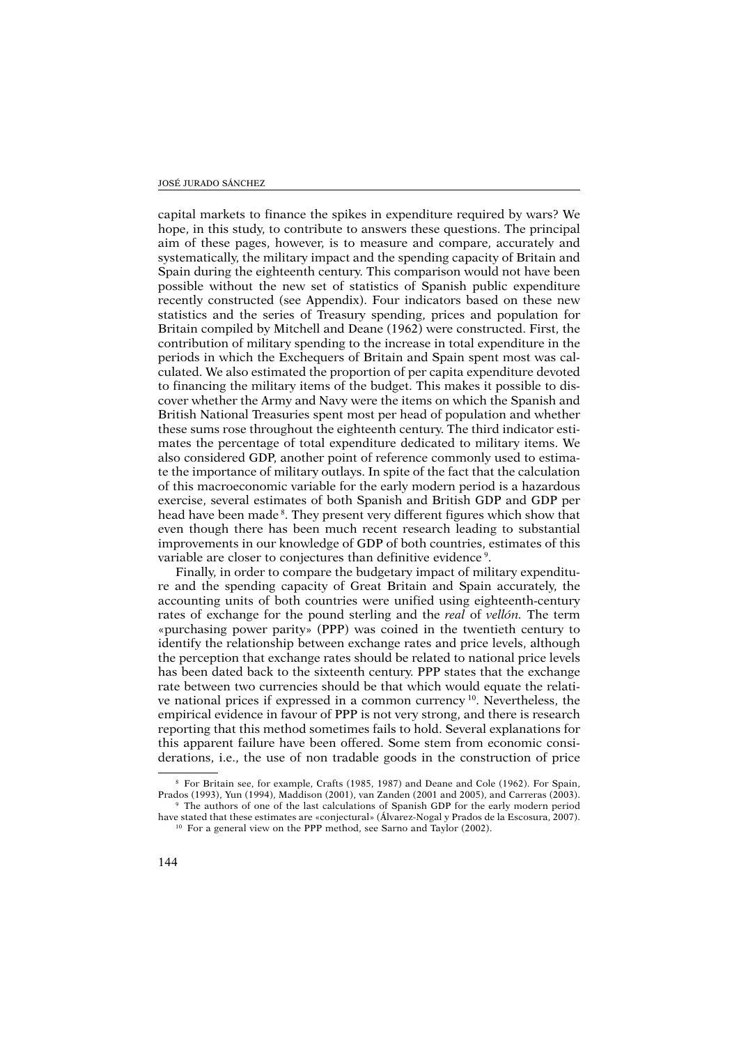capital markets to finance the spikes in expenditure required by wars? We hope, in this study, to contribute to answers these questions. The principal aim of these pages, however, is to measure and compare, accurately and systematically, the military impact and the spending capacity of Britain and Spain during the eighteenth century. This comparison would not have been possible without the new set of statistics of Spanish public expenditure recently constructed (see Appendix). Four indicators based on these new statistics and the series of Treasury spending, prices and population for Britain compiled by Mitchell and Deane (1962) were constructed. First, the contribution of military spending to the increase in total expenditure in the periods in which the Exchequers of Britain and Spain spent most was calculated. We also estimated the proportion of per capita expenditure devoted to financing the military items of the budget. This makes it possible to discover whether the Army and Navy were the items on which the Spanish and British National Treasuries spent most per head of population and whether these sums rose throughout the eighteenth century. The third indicator estimates the percentage of total expenditure dedicated to military items. We also considered GDP, another point of reference commonly used to estimate the importance of military outlays. In spite of the fact that the calculation of this macroeconomic variable for the early modern period is a hazardous exercise, several estimates of both Spanish and British GDP and GDP per head have been made [8]. They present very different figures which show that even though there has been much recent research leading to substantial improvements in our knowledge of GDP of both countries, estimates of this variable are closer to conjectures than definitive evidence [9].

Finally, in order to compare the budgetary impact of military expenditure and the spending capacity of Great Britain and Spain accurately, the accounting units of both countries were unified using eighteenth-century rates of exchange for the pound sterling and the *real* of *vellón*. The term «purchasing power parity» (PPP) was coined in the twentieth century to identify the relationship between exchange rates and price levels, although the perception that exchange rates should be related to national price levels has been dated back to the sixteenth century. PPP states that the exchange rate between two currencies should be that which would equate the relative national prices if expressed in a common currency [10]. Nevertheless, the empirical evidence in favour of PPP is not very strong, and there is research reporting that this method sometimes fails to hold. Several explanations for this apparent failure have been offered. Some stem from economic considerations, i.e., the use of non tradable goods in the construction of price

---

[8] For Britain see, for example, Crafts (1985, 1987) and Deane and Cole (1962). For Spain, Prados (1993), Yun (1994), Maddison (2001), van Zanden (2001 and 2005), and Carreras (2003).

[9] The authors of one of the last calculations of Spanish GDP for the early modern period have stated that these estimates are «conjectural» (Álvarez-Nogal y Prados de la Escosura, 2007).

[10] For a general view on the PPP method, see Sarno and Taylor (2002).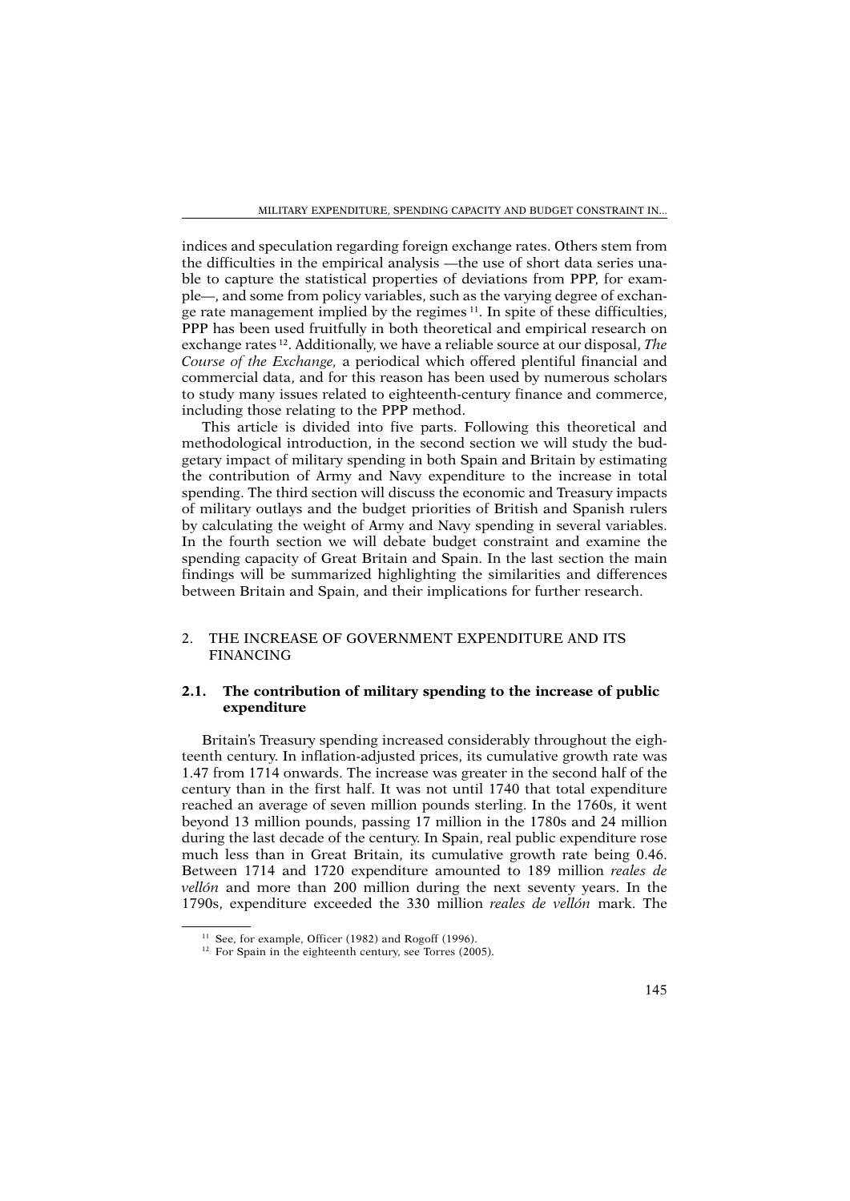indices and speculation regarding foreign exchange rates. Others stem from the difficulties in the empirical analysis —the use of short data series unable to capture the statistical properties of deviations from PPP, for example—, and some from policy variables, such as the varying degree of exchange rate management implied by the regimes [11]. In spite of these difficulties, PPP has been used fruitfully in both theoretical and empirical research on exchange rates [12]. Additionally, we have a reliable source at our disposal, *The Course of the Exchange,* a periodical which offered plentiful financial and commercial data, and for this reason has been used by numerous scholars to study many issues related to eighteenth-century finance and commerce, including those relating to the PPP method.

This article is divided into five parts. Following this theoretical and methodological introduction, in the second section we will study the budgetary impact of military spending in both Spain and Britain by estimating the contribution of Army and Navy expenditure to the increase in total spending. The third section will discuss the economic and Treasury impacts of military outlays and the budget priorities of British and Spanish rulers by calculating the weight of Army and Navy spending in several variables. In the fourth section we will debate budget constraint and examine the spending capacity of Great Britain and Spain. In the last section the main findings will be summarized highlighting the similarities and differences between Britain and Spain, and their implications for further research.

## 2. THE INCREASE OF GOVERNMENT EXPENDITURE AND ITS FINANCING

### 2.1. The contribution of military spending to the increase of public expenditure

Britain's Treasury spending increased considerably throughout the eighteenth century. In inflation-adjusted prices, its cumulative growth rate was 1.47 from 1714 onwards. The increase was greater in the second half of the century than in the first half. It was not until 1740 that total expenditure reached an average of seven million pounds sterling. In the 1760s, it went beyond 13 million pounds, passing 17 million in the 1780s and 24 million during the last decade of the century. In Spain, real public expenditure rose much less than in Great Britain, its cumulative growth rate being 0.46. Between 1714 and 1720 expenditure amounted to 189 million *reales de vellón* and more than 200 million during the next seventy years. In the 1790s, expenditure exceeded the 330 million *reales de vellón* mark. The

[11] See, for example, Officer (1982) and Rogoff (1996).

[12] For Spain in the eighteenth century, see Torres (2005).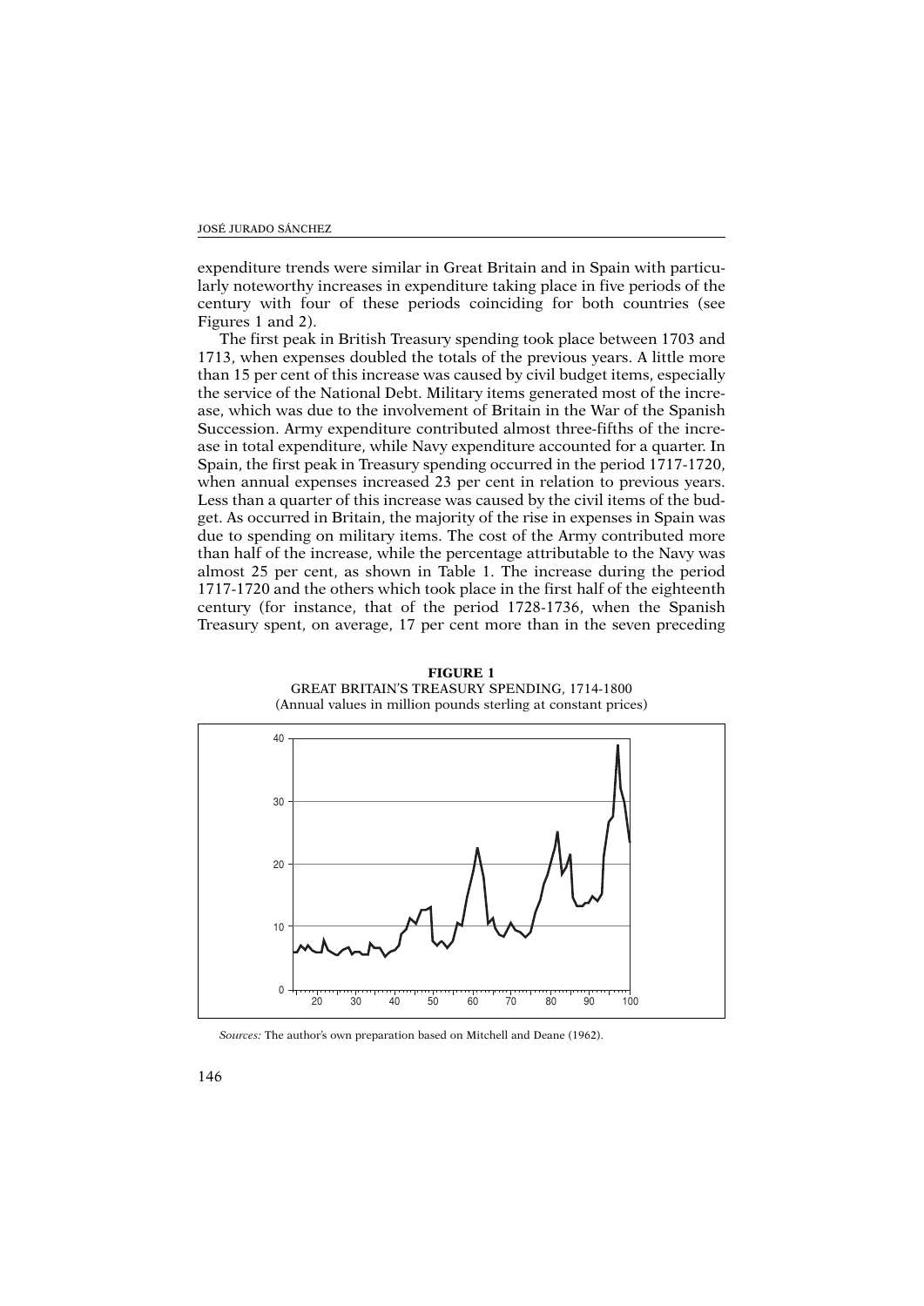expenditure trends were similar in Great Britain and in Spain with particularly noteworthy increases in expenditure taking place in five periods of the century with four of these periods coinciding for both countries (see Figures 1 and 2).

The first peak in British Treasury spending took place between 1703 and 1713, when expenses doubled the totals of the previous years. A little more than 15 per cent of this increase was caused by civil budget items, especially the service of the National Debt. Military items generated most of the increase, which was due to the involvement of Britain in the War of the Spanish Succession. Army expenditure contributed almost three-fifths of the increase in total expenditure, while Navy expenditure accounted for a quarter. In Spain, the first peak in Treasury spending occurred in the period 1717-1720, when annual expenses increased 23 per cent in relation to previous years. Less than a quarter of this increase was caused by the civil items of the budget. As occurred in Britain, the majority of the rise in expenses in Spain was due to spending on military items. The cost of the Army contributed more than half of the increase, while the percentage attributable to the Navy was almost 25 per cent, as shown in Table 1. The increase during the period 1717-1720 and the others which took place in the first half of the eighteenth century (for instance, that of the period 1728-1736, when the Spanish Treasury spent, on average, 17 per cent more than in the seven preceding

**FIGURE 1**
GREAT BRITAIN'S TREASURY SPENDING, 1714-1800
(Annual values in million pounds sterling at constant prices)

40
30
20
10
0
20 30 40 50 60 70 80 90 100

*Sources:* The author's own preparation based on Mitchell and Deane (1962).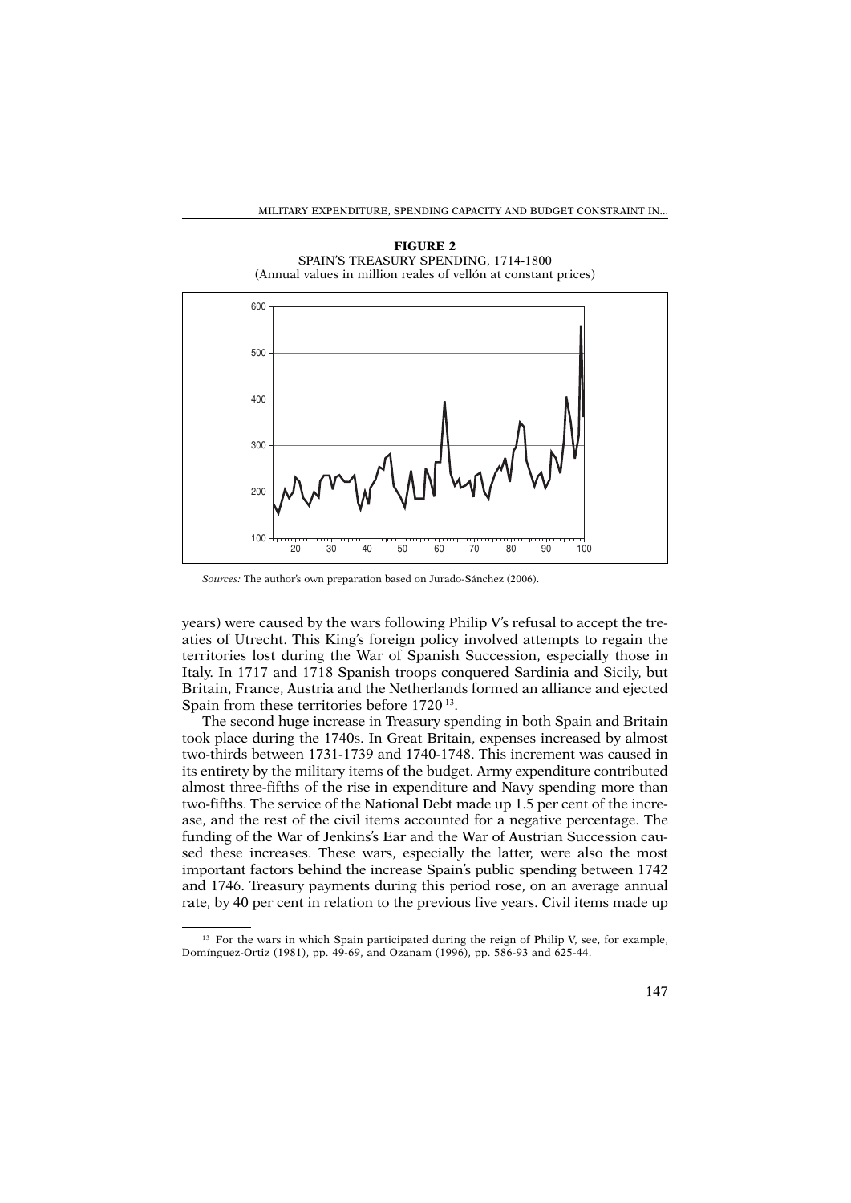**FIGURE 2**
SPAIN'S TREASURY SPENDING, 1714-1800
(Annual values in million reales of vellón at constant prices)

600
500
400
300
200
100
20 30 40 50 60 70 80 90 100

*Sources:* The author's own preparation based on Jurado-Sánchez (2006).

years) were caused by the wars following Philip V's refusal to accept the treaties of Utrecht. This King's foreign policy involved attempts to regain the territories lost during the War of Spanish Succession, especially those in Italy. In 1717 and 1718 Spanish troops conquered Sardinia and Sicily, but Britain, France, Austria and the Netherlands formed an alliance and ejected Spain from these territories before 1720 [13].

The second huge increase in Treasury spending in both Spain and Britain took place during the 1740s. In Great Britain, expenses increased by almost two-thirds between 1731-1739 and 1740-1748. This increment was caused in its entirety by the military items of the budget. Army expenditure contributed almost three-fifths of the rise in expenditure and Navy spending more than two-fifths. The service of the National Debt made up 1.5 per cent of the increase, and the rest of the civil items accounted for a negative percentage. The funding of the War of Jenkins's Ear and the War of Austrian Succession caused these increases. These wars, especially the latter, were also the most important factors behind the increase Spain's public spending between 1742 and 1746. Treasury payments during this period rose, on an average annual rate, by 40 per cent in relation to the previous five years. Civil items made up

[13] For the wars in which Spain participated during the reign of Philip V, see, for example, Domínguez-Ortiz (1981), pp. 49-69, and Ozanam (1996), pp. 586-93 and 625-44.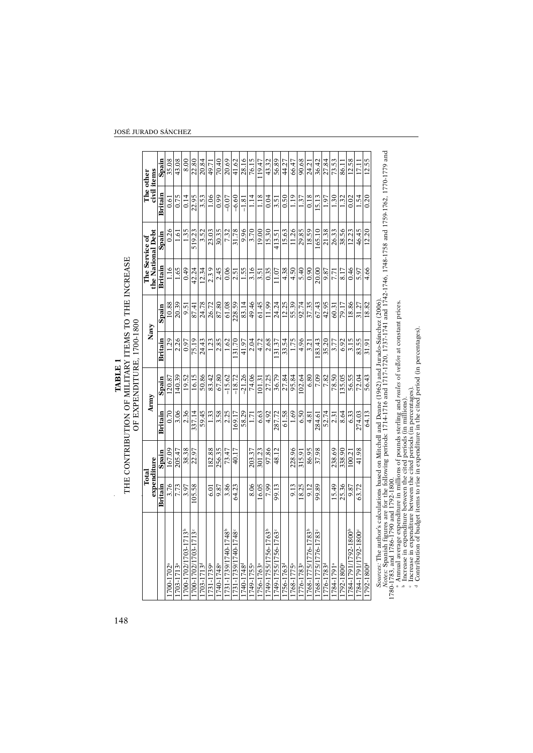**TABLE 1**
**THE CONTRIBUTION OF MILITARY ITEMS TO THE INCREASE OF EXPENDITURE, 1700-1800**

| | Total expenditure | | Army | | Navy | | The Service of the National Debt | | The other civil items | |
|---|---|---|---|---|---|---|---|---|---|---|
| | Britain | Spain | Britain | Spain | Britain | Spain | Britain | Spain | Britain | Spain |
| 1700-1702[a] | 3.76 | 167.09 | 0.70 | 120.87 | 1.29 | 10.88 | 1.16 | 0.26 | 0.61 | 35.08 |
| 1703-1713[a] | 7.73 | 205.47 | 3.06 | 140.39 | 2.26 | 20.39 | 1.65 | 1.61 | 0.75 | 43.08 |
| 1700-1702/1703-1713[b] | 3.97 | 38.38 | 2.36 | 19.52 | 0.97 | 9.51 | 0.49 | 1.35 | 0.14 | 8.00 |
| 1700-1702/1703-1713[c] | 105.58 | 22.97 | 337.14 | 16.15 | 75.19 | 87.41 | 42.24 | 519.23 | 22.95 | 22.80 |
| 1703-1713[d] | | | 59.45 | 50.86 | 24.43 | 24.78 | 12.34 | 3.52 | 3.53 | 20.84 |
| 1731-1739[a] | 6.01 | 182.88 | 1.33 | 83.42 | 1.23 | 26.72 | 2.39 | 23.03 | 1.06 | 49.71 |
| 1740-1748[a] | 9.87 | 256.35 | 3.58 | 67.80 | 2.85 | 87.80 | 2.45 | 30.35 | 0.99 | 70.40 |
| 1731-1739/1740-1748[b] | 3.86 | 73.47 | 2.25 | –15.62 | 1.62 | 61.08 | 0.06 | 7.32 | –0.07 | 20.69 |
| 1731-1739/1740-1748[c] | 64.23 | 40.17 | 169.17 | –18.72 | 131.70 | 228.59 | 2.51 | 31.78 | –6.60 | 41.62 |
| 1740-1748[d] | | | 58.29 | –21.26 | 41.97 | 83.14 | 1.55 | 9.96 | –1.81 | 28.16 |
| 1749-1755[a] | 8.06 | 203.37 | 1.71 | 74.06 | 2.04 | 49.46 | 3.16 | 3.70 | 1.14 | 76.15 |
| 1756-1763[a] | 16.05 | 301.23 | 6.63 | 101.31 | 4.72 | 61.45 | 3.51 | 19.00 | 1.18 | 119.47 |
| 1749-1755/1756-1763[b] | 7.99 | 97.86 | 4.92 | 27.25 | 2.68 | 11.99 | 0.35 | 15.30 | 0.04 | 43.32 |
| 1749-1755/1756-1763[c] | 99.13 | 48.12 | 287.72 | 36.79 | 131.37 | 24.24 | 11.07 | 413.51 | 3.51 | 56.89 |
| 1756-1763[d] | | | 61.58 | 27.84 | 33.54 | 12.25 | 4.38 | 15.63 | 0.50 | 44.27 |
| 1768-1775[a] | 9.13 | 228.96 | 1.69 | 95.84 | 1.75 | 55.39 | 4.50 | 11.26 | 1.19 | 66.47 |
| 1776-1783[a] | 18.25 | 315.91 | 6.50 | 102.64 | 4.96 | 92.74 | 5.40 | 29.85 | 1.37 | 90.68 |
| 1768-1775/1776-1783[b] | 9.12 | 86.95 | 4.81 | 6.80 | 3.21 | 37.35 | 0.90 | 18.59 | 0.18 | 24.21 |
| 1768-1775/1776-1783[c] | 99.89 | 37.98 | 284.61 | 7.09 | 183.43 | 67.43 | 20.00 | 165.10 | 15.13 | 36.42 |
| 1776-1783[d] | | | 52.74 | 7.82 | 35.20 | 42.95 | 9.87 | 21.38 | 1.97 | 27.84 |
| 1784-1791[a] | 15.49 | 238.69 | 2.31 | 78.50 | 3.77 | 60.31 | 7.71 | 26.33 | 1.30 | 73.53 |
| 1792-1800[a] | 25.36 | 338.90 | 8.64 | 135.05 | 6.92 | 79.17 | 8.17 | 38.56 | 1.32 | 86.11 |
| 1784-1791/1792-1800[b] | 9.87 | 100.21 | 6.33 | 56.55 | 3.15 | 18.86 | 0.46 | 12.23 | 0.02 | 12.58 |
| 1784-1791/1792-1800[c] | 63.72 | 41.98 | 274.03 | 72.04 | 83.55 | 31.27 | 5.97 | 46.45 | 1.54 | 17.11 |
| 1792-1800[d] | | | 64.13 | 56.43 | 31.91 | 18.82 | 4.66 | 12.20 | 0.20 | 12.55 |

*Sources*: The author's calculations based on Mitchell and Deane (1962) and Jurado-Sánchez (2006).
*Notes*: Spanish figures are for the following periods: 1714-1716 and 1717-1720, 1737-1741 and 1742-1746, 1748-1758 and 1759-1762, 1770-1779 and 1780-1783, and 1786-1790 and 1792-1800.
[a] Annual average expenditure in millions of pounds sterling and *reales* of *vellón* at constant prices.
[b] Increase in expenditure between the cited periods (in millions).
[c] Increase in expenditure between the cited periods (in percentages).
[d] Contribution of budget items to rise in expenditure in the cited period (in percentages).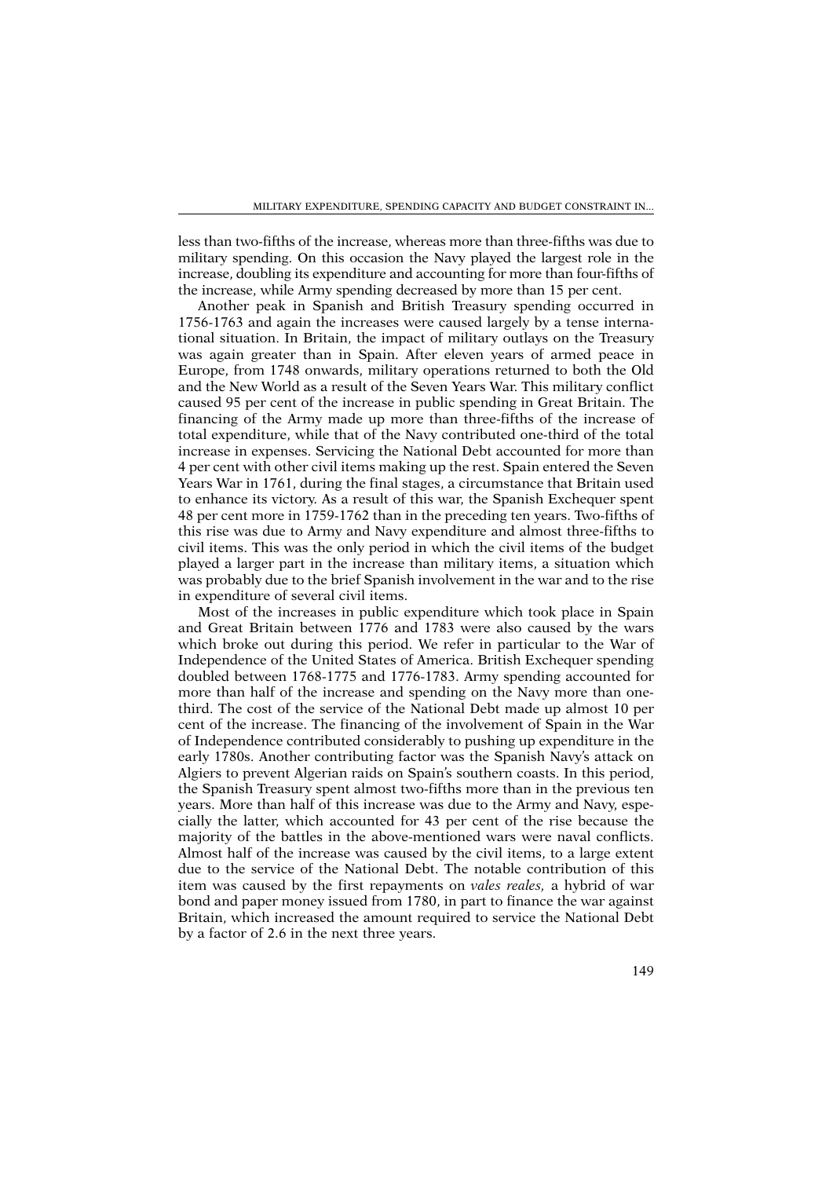less than two-fifths of the increase, whereas more than three-fifths was due to military spending. On this occasion the Navy played the largest role in the increase, doubling its expenditure and accounting for more than four-fifths of the increase, while Army spending decreased by more than 15 per cent.

Another peak in Spanish and British Treasury spending occurred in 1756-1763 and again the increases were caused largely by a tense international situation. In Britain, the impact of military outlays on the Treasury was again greater than in Spain. After eleven years of armed peace in Europe, from 1748 onwards, military operations returned to both the Old and the New World as a result of the Seven Years War. This military conflict caused 95 per cent of the increase in public spending in Great Britain. The financing of the Army made up more than three-fifths of the increase of total expenditure, while that of the Navy contributed one-third of the total increase in expenses. Servicing the National Debt accounted for more than 4 per cent with other civil items making up the rest. Spain entered the Seven Years War in 1761, during the final stages, a circumstance that Britain used to enhance its victory. As a result of this war, the Spanish Exchequer spent 48 per cent more in 1759-1762 than in the preceding ten years. Two-fifths of this rise was due to Army and Navy expenditure and almost three-fifths to civil items. This was the only period in which the civil items of the budget played a larger part in the increase than military items, a situation which was probably due to the brief Spanish involvement in the war and to the rise in expenditure of several civil items.

Most of the increases in public expenditure which took place in Spain and Great Britain between 1776 and 1783 were also caused by the wars which broke out during this period. We refer in particular to the War of Independence of the United States of America. British Exchequer spending doubled between 1768-1775 and 1776-1783. Army spending accounted for more than half of the increase and spending on the Navy more than one-third. The cost of the service of the National Debt made up almost 10 per cent of the increase. The financing of the involvement of Spain in the War of Independence contributed considerably to pushing up expenditure in the early 1780s. Another contributing factor was the Spanish Navy's attack on Algiers to prevent Algerian raids on Spain's southern coasts. In this period, the Spanish Treasury spent almost two-fifths more than in the previous ten years. More than half of this increase was due to the Army and Navy, especially the latter, which accounted for 43 per cent of the rise because the majority of the battles in the above-mentioned wars were naval conflicts. Almost half of the increase was caused by the civil items, to a large extent due to the service of the National Debt. The notable contribution of this item was caused by the first repayments on *vales reales,* a hybrid of war bond and paper money issued from 1780, in part to finance the war against Britain, which increased the amount required to service the National Debt by a factor of 2.6 in the next three years.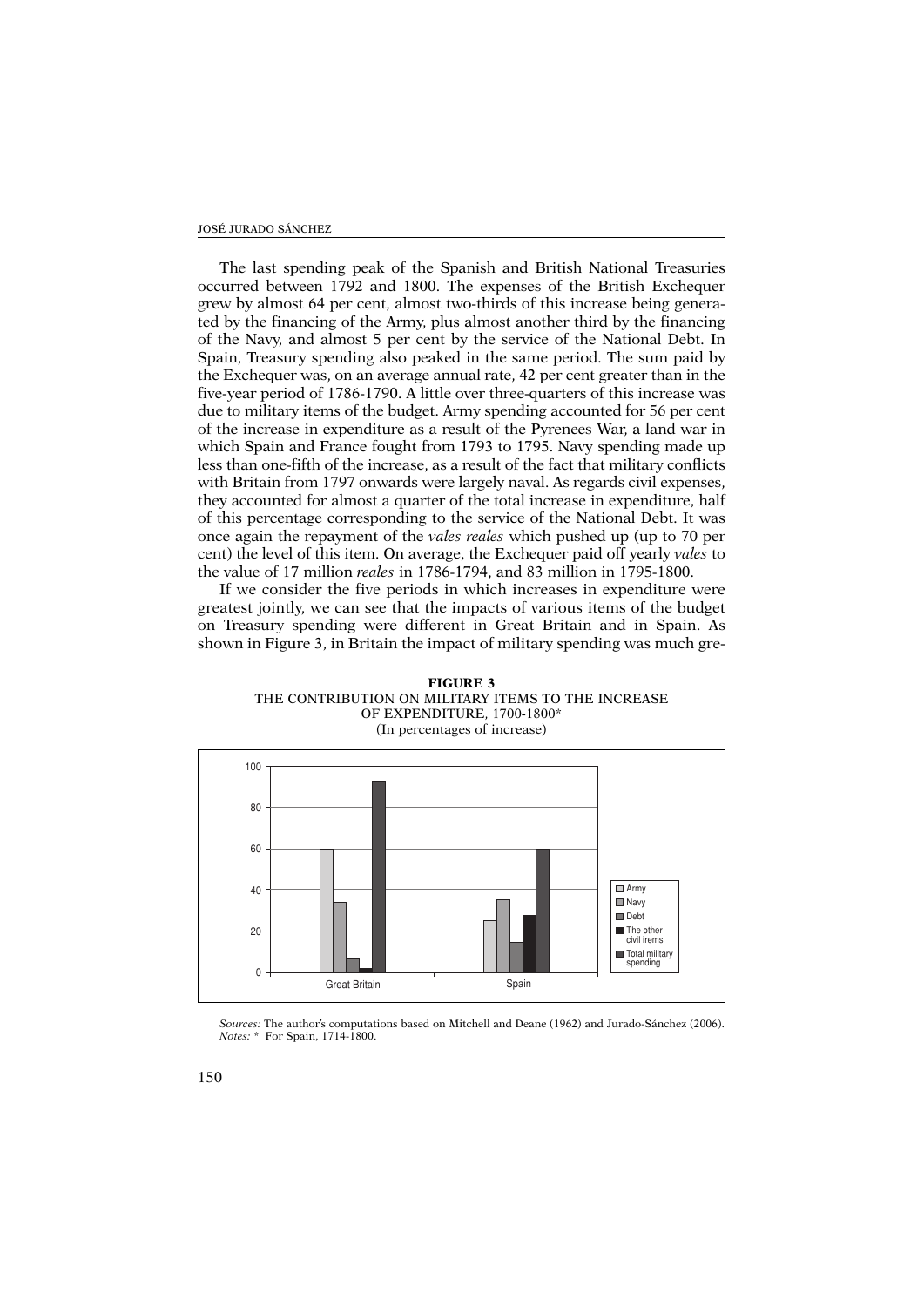The last spending peak of the Spanish and British National Treasuries occurred between 1792 and 1800. The expenses of the British Exchequer grew by almost 64 per cent, almost two-thirds of this increase being generated by the financing of the Army, plus almost another third by the financing of the Navy, and almost 5 per cent by the service of the National Debt. In Spain, Treasury spending also peaked in the same period. The sum paid by the Exchequer was, on an average annual rate, 42 per cent greater than in the five-year period of 1786-1790. A little over three-quarters of this increase was due to military items of the budget. Army spending accounted for 56 per cent of the increase in expenditure as a result of the Pyrenees War, a land war in which Spain and France fought from 1793 to 1795. Navy spending made up less than one-fifth of the increase, as a result of the fact that military conflicts with Britain from 1797 onwards were largely naval. As regards civil expenses, they accounted for almost a quarter of the total increase in expenditure, half of this percentage corresponding to the service of the National Debt. It was once again the repayment of the *vales reales* which pushed up (up to 70 per cent) the level of this item. On average, the Exchequer paid off yearly *vales* to the value of 17 million *reales* in 1786-1794, and 83 million in 1795-1800.

If we consider the five periods in which increases in expenditure were greatest jointly, we can see that the impacts of various items of the budget on Treasury spending were different in Great Britain and in Spain. As shown in Figure 3, in Britain the impact of military spending was much gre-

**FIGURE 3**
THE CONTRIBUTION ON MILITARY ITEMS TO THE INCREASE OF EXPENDITURE, 1700-1800*
(In percentages of increase)

100
80
60
40
20
0

Great Britain
Spain

Army
Navy
Debt
The other civil irems
Total military spending

*Sources:* The author's computations based on Mitchell and Deane (1962) and Jurado-Sánchez (2006).
*Notes:* * For Spain, 1714-1800.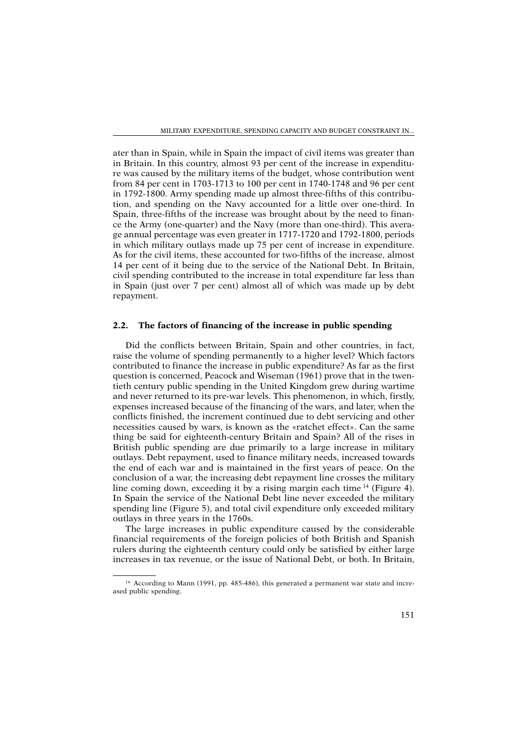ater than in Spain, while in Spain the impact of civil items was greater than in Britain. In this country, almost 93 per cent of the increase in expenditure was caused by the military items of the budget, whose contribution went from 84 per cent in 1703-1713 to 100 per cent in 1740-1748 and 96 per cent in 1792-1800. Army spending made up almost three-fifths of this contribution, and spending on the Navy accounted for a little over one-third. In Spain, three-fifths of the increase was brought about by the need to finance the Army (one-quarter) and the Navy (more than one-third). This average annual percentage was even greater in 1717-1720 and 1792-1800, periods in which military outlays made up 75 per cent of increase in expenditure. As for the civil items, these accounted for two-fifths of the increase, almost 14 per cent of it being due to the service of the National Debt. In Britain, civil spending contributed to the increase in total expenditure far less than in Spain (just over 7 per cent) almost all of which was made up by debt repayment.

### 2.2. The factors of financing of the increase in public spending

Did the conflicts between Britain, Spain and other countries, in fact, raise the volume of spending permanently to a higher level? Which factors contributed to finance the increase in public expenditure? As far as the first question is concerned, Peacock and Wiseman (1961) prove that in the twentieth century public spending in the United Kingdom grew during wartime and never returned to its pre-war levels. This phenomenon, in which, firstly, expenses increased because of the financing of the wars, and later, when the conflicts finished, the increment continued due to debt servicing and other necessities caused by wars, is known as the «ratchet effect». Can the same thing be said for eighteenth-century Britain and Spain? All of the rises in British public spending are due primarily to a large increase in military outlays. Debt repayment, used to finance military needs, increased towards the end of each war and is maintained in the first years of peace. On the conclusion of a war, the increasing debt repayment line crosses the military line coming down, exceeding it by a rising margin each time [14] (Figure 4). In Spain the service of the National Debt line never exceeded the military spending line (Figure 5), and total civil expenditure only exceeded military outlays in three years in the 1760s.

The large increases in public expenditure caused by the considerable financial requirements of the foreign policies of both British and Spanish rulers during the eighteenth century could only be satisfied by either large increases in tax revenue, or the issue of National Debt, or both. In Britain,

[14] According to Mann (1991, pp. 485-486), this generated a permanent war state and increased public spending.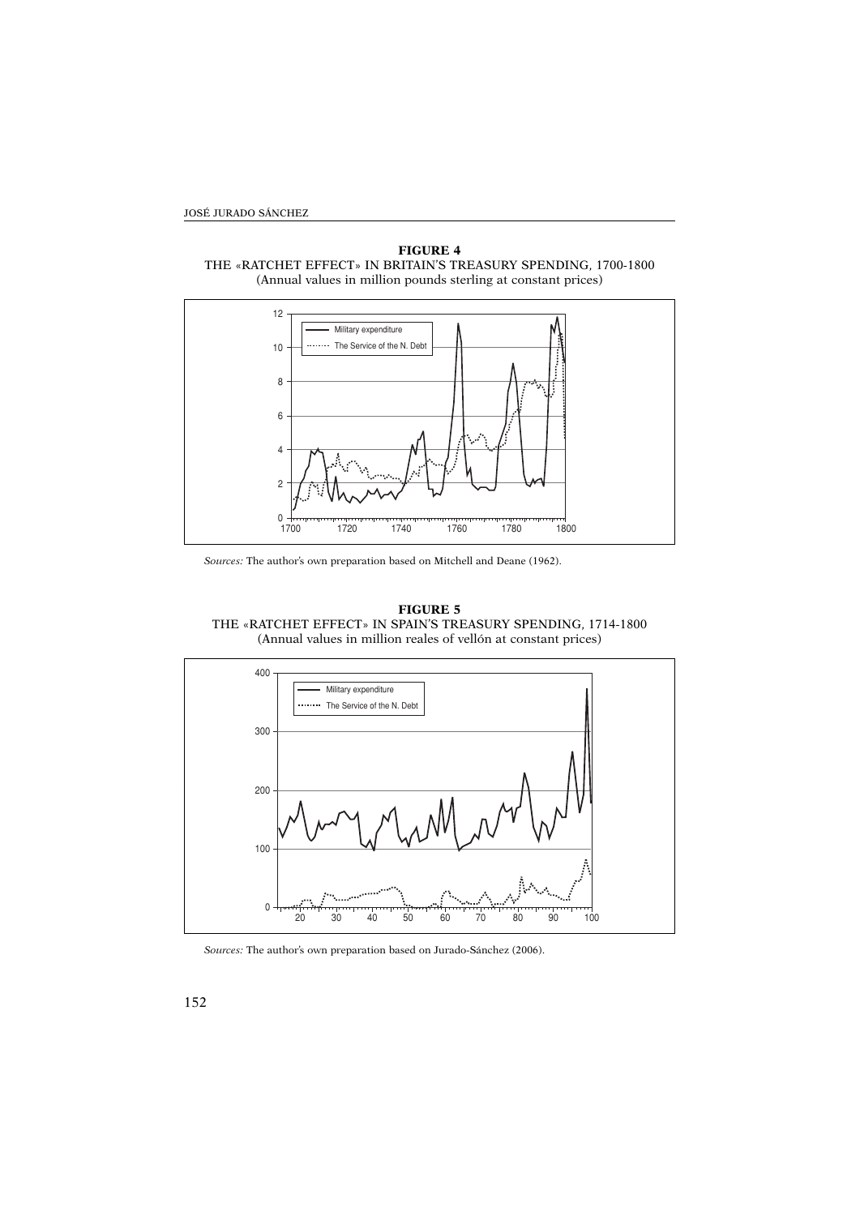**FIGURE 4**
THE «RATCHET EFFECT» IN BRITAIN'S TREASURY SPENDING, 1700-1800
(Annual values in million pounds sterling at constant prices)

12
10
8
6
4
2
0
1700 1720 1740 1760 1780 1800

Military expenditure
The Service of the N. Debt

*Sources:* The author's own preparation based on Mitchell and Deane (1962).

**FIGURE 5**
THE «RATCHET EFFECT» IN SPAIN'S TREASURY SPENDING, 1714-1800
(Annual values in million reales of vellón at constant prices)

400
300
200
100
0
20 30 40 50 60 70 80 90 100

Military expenditure
The Service of the N. Debt

*Sources:* The author's own preparation based on Jurado-Sánchez (2006).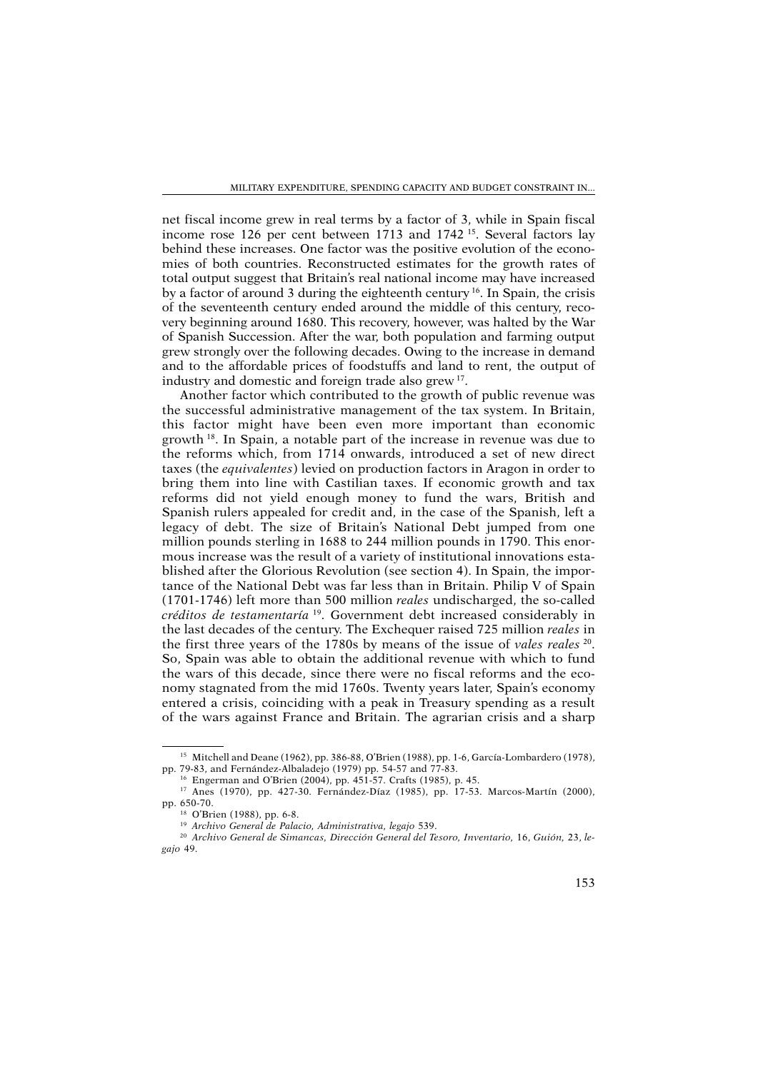net fiscal income grew in real terms by a factor of 3, while in Spain fiscal income rose 126 per cent between 1713 and 1742 [15]. Several factors lay behind these increases. One factor was the positive evolution of the economies of both countries. Reconstructed estimates for the growth rates of total output suggest that Britain's real national income may have increased by a factor of around 3 during the eighteenth century [16]. In Spain, the crisis of the seventeenth century ended around the middle of this century, recovery beginning around 1680. This recovery, however, was halted by the War of Spanish Succession. After the war, both population and farming output grew strongly over the following decades. Owing to the increase in demand and to the affordable prices of foodstuffs and land to rent, the output of industry and domestic and foreign trade also grew [17].

Another factor which contributed to the growth of public revenue was the successful administrative management of the tax system. In Britain, this factor might have been even more important than economic growth [18]. In Spain, a notable part of the increase in revenue was due to the reforms which, from 1714 onwards, introduced a set of new direct taxes (the *equivalentes*) levied on production factors in Aragon in order to bring them into line with Castilian taxes. If economic growth and tax reforms did not yield enough money to fund the wars, British and Spanish rulers appealed for credit and, in the case of the Spanish, left a legacy of debt. The size of Britain's National Debt jumped from one million pounds sterling in 1688 to 244 million pounds in 1790. This enormous increase was the result of a variety of institutional innovations established after the Glorious Revolution (see section 4). In Spain, the importance of the National Debt was far less than in Britain. Philip V of Spain (1701-1746) left more than 500 million *reales* undischarged, the so-called *créditos de testamentaría* [19]. Government debt increased considerably in the last decades of the century. The Exchequer raised 725 million *reales* in the first three years of the 1780s by means of the issue of *vales reales* [20]. So, Spain was able to obtain the additional revenue with which to fund the wars of this decade, since there were no fiscal reforms and the economy stagnated from the mid 1760s. Twenty years later, Spain's economy entered a crisis, coinciding with a peak in Treasury spending as a result of the wars against France and Britain. The agrarian crisis and a sharp

---

[15] Mitchell and Deane (1962), pp. 386-88, O'Brien (1988), pp. 1-6, García-Lombardero (1978), pp. 79-83, and Fernández-Albaladejo (1979) pp. 54-57 and 77-83.

[16] Engerman and O'Brien (2004), pp. 451-57. Crafts (1985), p. 45.

[17] Anes (1970), pp. 427-30. Fernández-Díaz (1985), pp. 17-53. Marcos-Martín (2000), pp. 650-70.

[18] O'Brien (1988), pp. 6-8.

[19] *Archivo General de Palacio, Administrativa, legajo* 539.

[20] *Archivo General de Simancas, Dirección General del Tesoro, Inventario*, 16, *Guión*, 23, *legajo* 49.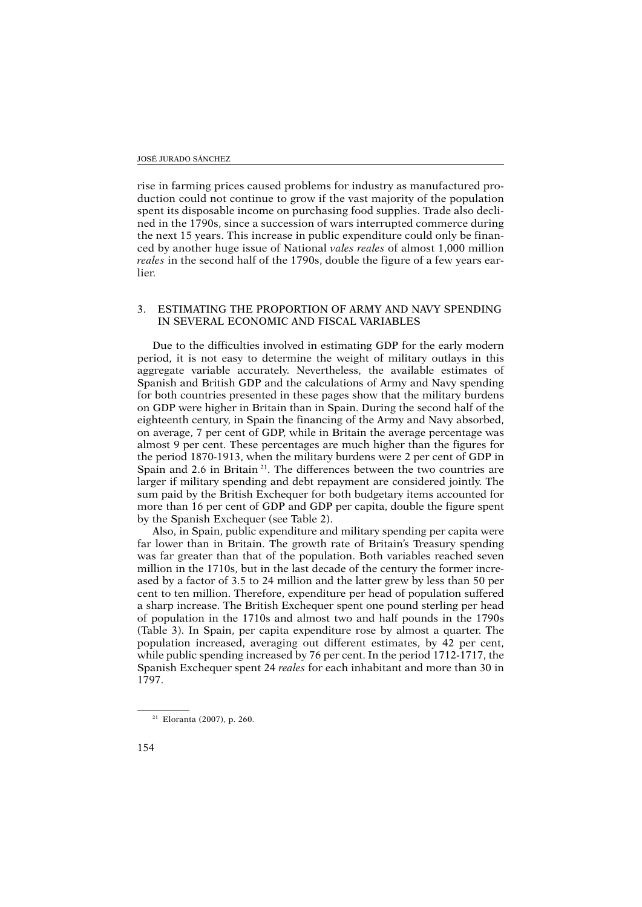rise in farming prices caused problems for industry as manufactured production could not continue to grow if the vast majority of the population spent its disposable income on purchasing food supplies. Trade also declined in the 1790s, since a succession of wars interrupted commerce during the next 15 years. This increase in public expenditure could only be financed by another huge issue of National *vales reales* of almost 1,000 million *reales* in the second half of the 1790s, double the figure of a few years earlier.

## 3. ESTIMATING THE PROPORTION OF ARMY AND NAVY SPENDING IN SEVERAL ECONOMIC AND FISCAL VARIABLES

Due to the difficulties involved in estimating GDP for the early modern period, it is not easy to determine the weight of military outlays in this aggregate variable accurately. Nevertheless, the available estimates of Spanish and British GDP and the calculations of Army and Navy spending for both countries presented in these pages show that the military burdens on GDP were higher in Britain than in Spain. During the second half of the eighteenth century, in Spain the financing of the Army and Navy absorbed, on average, 7 per cent of GDP, while in Britain the average percentage was almost 9 per cent. These percentages are much higher than the figures for the period 1870-1913, when the military burdens were 2 per cent of GDP in Spain and 2.6 in Britain [21]. The differences between the two countries are larger if military spending and debt repayment are considered jointly. The sum paid by the British Exchequer for both budgetary items accounted for more than 16 per cent of GDP and GDP per capita, double the figure spent by the Spanish Exchequer (see Table 2).

Also, in Spain, public expenditure and military spending per capita were far lower than in Britain. The growth rate of Britain's Treasury spending was far greater than that of the population. Both variables reached seven million in the 1710s, but in the last decade of the century the former increased by a factor of 3.5 to 24 million and the latter grew by less than 50 per cent to ten million. Therefore, expenditure per head of population suffered a sharp increase. The British Exchequer spent one pound sterling per head of population in the 1710s and almost two and half pounds in the 1790s (Table 3). In Spain, per capita expenditure rose by almost a quarter. The population increased, averaging out different estimates, by 42 per cent, while public spending increased by 76 per cent. In the period 1712-1717, the Spanish Exchequer spent 24 *reales* for each inhabitant and more than 30 in 1797.

[21] Eloranta (2007), p. 260.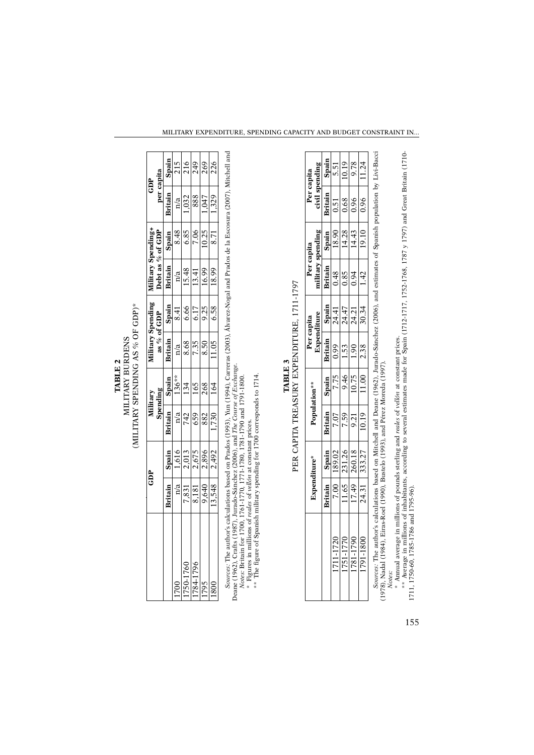**TABLE 2**
MILITARY BURDENS
(MILITARY SPENDING AS % OF GDP)*

| | GDP | | Military Spending | | Military Spending as % of GDP | | Military Spending+ Debt as % of GDP | | GDP per capita | |
|---|---|---|---|---|---|---|---|---|---|---|
| | Britain | Spain | Britain | Spain | Britain | Spain | Britain | Spain | Britain | Spain |
| 1700 | n/a | 1,616 | n/a | 136** | n/a | 8.41 | n/a | 8.48 | n/a | 215 |
| 1750-1760 | 7,831 | 2,013 | 742 | 134 | 8.68 | 6.66 | 15.48 | 6.85 | 1,032 | 216 |
| 1784-1796 | 8,181 | 2,675 | 659 | 165 | 7.35 | 6.17 | 13.41 | 7.06 | 888 | 249 |
| 1795 | 9,640 | 2,896 | 882 | 268 | 8.50 | 9.25 | 16.99 | 10.25 | 1,047 | 269 |
| 1800 | 13,548 | 2,492 | 1,730 | 164 | 11.05 | 6.58 | 18.99 | 8.71 | 1,329 | 226 |

*Sources:* The author's calculations based on Prados (1993), Yun (1994), Carreras (2003), Álvarez-Nogal and Prados de la Escosura (2007), Mitchell and Deane (1962), Crafts (1987), Jurado-Sánchez (2006), and *The Course of Exchange*.

*Notes:* Britain for 1700, 1761-1770, 1771-1780, 1781-1790 and 1791-1800.

\* Figures in millions of *reales* of *vellón* at constant prices.

\*\* The figure of Spanish military spending for 1700 corresponds to 1714.

**TABLE 3**
PER CAPITA TREASURY EXPENDITURE, 1711-1797

| | Expenditure* | | Population** | | Per capita Expenditure | | Per capita military spending | | Per capita civil spending | |
|---|---|---|---|---|---|---|---|---|---|---|
| | Britain | Spain | Britain | Spain | Britain | Spain | Britain | Spain | Britain | Spain |
| 1711-1720 | 7.00 | 189.02 | 7.07 | 7.75 | 0.99 | 24.41 | 0.48 | 18.90 | 0.51 | 5.51 |
| 1751-1770 | 11.65 | 231.26 | 7.59 | 9.46 | 1.53 | 24.47 | 0.85 | 14.28 | 0.68 | 10.19 |
| 1781-1790 | 17.49 | 260.18 | 9.21 | 10.75 | 1.90 | 24.21 | 0.94 | 14.43 | 0.96 | 9.78 |
| 1791-1800 | 24.31 | 333.27 | 10.19 | 11.00 | 2.38 | 30.34 | 1.42 | 19.10 | 0.96 | 11.24 |

*Sources:* The author's calculations based on Mitchell and Deane (1962), Jurado-Sánchez (2006), and estimates of Spanish population by Livi-Bacci (1978), Nadal (1984), Eiras-Roel (1990), Bustelo (1993), and Pérez Moreda (1997).

*Notes:*

\* Annual average in millions of pounds sterling and *reales* of *vellón* at constant prices.

\*\* Average in millions of inhabitants, according to several estimates made for Spain (1712-1717, 1752-1768, 1787 y 1797) and Great Britain (1710-1711, 1750-60, 1785-1786 and 1795-96).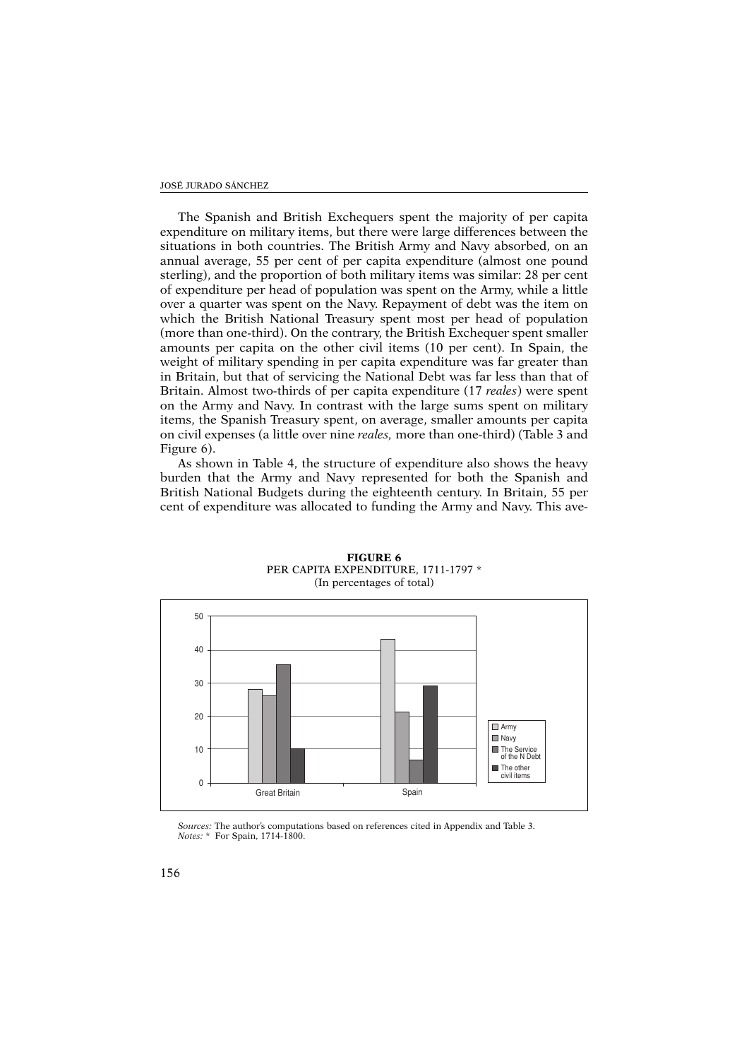The Spanish and British Exchequers spent the majority of per capita expenditure on military items, but there were large differences between the situations in both countries. The British Army and Navy absorbed, on an annual average, 55 per cent of per capita expenditure (almost one pound sterling), and the proportion of both military items was similar: 28 per cent of expenditure per head of population was spent on the Army, while a little over a quarter was spent on the Navy. Repayment of debt was the item on which the British National Treasury spent most per head of population (more than one-third). On the contrary, the British Exchequer spent smaller amounts per capita on the other civil items (10 per cent). In Spain, the weight of military spending in per capita expenditure was far greater than in Britain, but that of servicing the National Debt was far less than that of Britain. Almost two-thirds of per capita expenditure (17 *reales*) were spent on the Army and Navy. In contrast with the large sums spent on military items, the Spanish Treasury spent, on average, smaller amounts per capita on civil expenses (a little over nine *reales,* more than one-third) (Table 3 and Figure 6).

As shown in Table 4, the structure of expenditure also shows the heavy burden that the Army and Navy represented for both the Spanish and British National Budgets during the eighteenth century. In Britain, 55 per cent of expenditure was allocated to funding the Army and Navy. This ave-

**FIGURE 6**
PER CAPITA EXPENDITURE, 1711-1797 *
(In percentages of total)

50
40
30
20
10
0

Great Britain
Spain

Army
Navy
The Service of the N Debt
The other civil items

*Sources:* The author's computations based on references cited in Appendix and Table 3.
*Notes:* * For Spain, 1714-1800.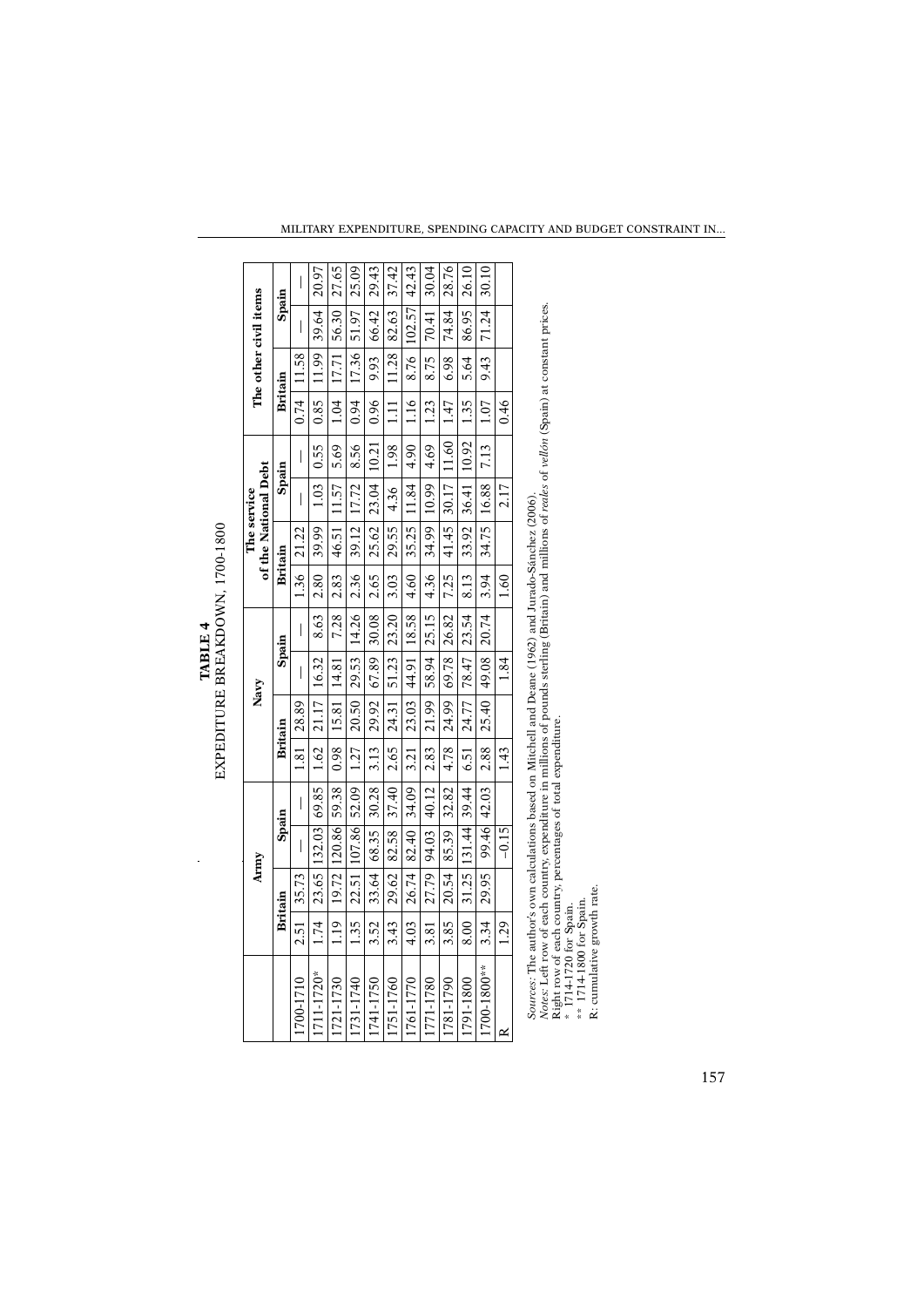**TABLE 4**
EXPEDITURE BREAKDOWN, 1700-1800

| | Army | | | | Navy | | | | The service of the National Debt | | | | The other civil items | | | |
|---|---|---|---|---|---|---|---|---|---|---|---|---|---|---|---|---|
| | Britain | | Spain | | Britain | | Spain | | Britain | | Spain | | Britain | | Spain | |
| 1700-1710 | 2.51 | 35.73 | — | — | 1.81 | 28.89 | — | — | 1.36 | 21.22 | — | — | 0.74 | 11.58 | — | — |
| 1711-1720* | 1.74 | 23.65 | 132.03 | 69.85 | 1.62 | 21.17 | 16.32 | 8.63 | 2.80 | 39.99 | 1.03 | 0.55 | 0.85 | 11.99 | 39.64 | 20.97 |
| 1721-1730 | 1.19 | 19.72 | 120.86 | 59.38 | 0.98 | 15.81 | 14.81 | 7.28 | 2.83 | 46.51 | 11.57 | 5.69 | 1.04 | 17.71 | 56.30 | 27.65 |
| 1731-1740 | 1.35 | 22.51 | 107.86 | 52.09 | 1.27 | 20.50 | 29.53 | 14.26 | 2.36 | 39.12 | 17.72 | 8.56 | 0.94 | 17.36 | 51.97 | 25.09 |
| 1741-1750 | 3.52 | 33.64 | 68.35 | 30.28 | 3.13 | 29.92 | 67.89 | 30.08 | 2.65 | 25.62 | 23.04 | 10.21 | 0.96 | 9.93 | 66.42 | 29.43 |
| 1751-1760 | 3.43 | 29.62 | 82.58 | 37.40 | 2.65 | 24.31 | 51.23 | 23.20 | 3.03 | 29.55 | 4.36 | 1.98 | 1.11 | 11.28 | 82.63 | 37.42 |
| 1761-1770 | 4.03 | 26.74 | 82.40 | 34.09 | 3.21 | 23.03 | 44.91 | 18.58 | 4.60 | 35.25 | 11.84 | 4.90 | 1.16 | 8.76 | 102.57 | 42.43 |
| 1771-1780 | 3.81 | 27.79 | 94.03 | 40.12 | 2.83 | 21.99 | 58.94 | 25.15 | 4.36 | 34.99 | 10.99 | 4.69 | 1.23 | 8.75 | 70.41 | 30.04 |
| 1781-1790 | 3.85 | 20.54 | 85.39 | 32.82 | 4.78 | 24.99 | 69.78 | 26.82 | 7.25 | 41.45 | 30.17 | 11.60 | 1.47 | 6.98 | 74.84 | 28.76 |
| 1791-1800 | 8.00 | 31.25 | 131.44 | 39.44 | 6.51 | 24.77 | 78.47 | 23.54 | 8.13 | 33.92 | 36.41 | 10.92 | 1.35 | 5.64 | 86.95 | 26.10 |
| 1700-1800** | 3.34 | 29.95 | 99.46 | 42.03 | 2.88 | 25.40 | 49.08 | 20.74 | 3.94 | 34.75 | 16.88 | 7.13 | 1.07 | 9.43 | 71.24 | 30.10 |
| R | 1.29 | | −0.15 | | 1.43 | | 1.84 | | 1.60 | | 2.17 | | 0.46 | | | |

*Sources:* The author's own calculations based on Mitchell and Deane (1962) and Jurado-Sánchez (2006).
*Notes:* Left row of each country, expenditure in millions of pounds sterling (Britain) and millions of *reales* of *vellón* (Spain) at constant prices.
Right row of each country, percentages of total expenditure.
\* 1714-1720 for Spain.
\*\* 1714-1800 for Spain.
R: cumulative growth rate.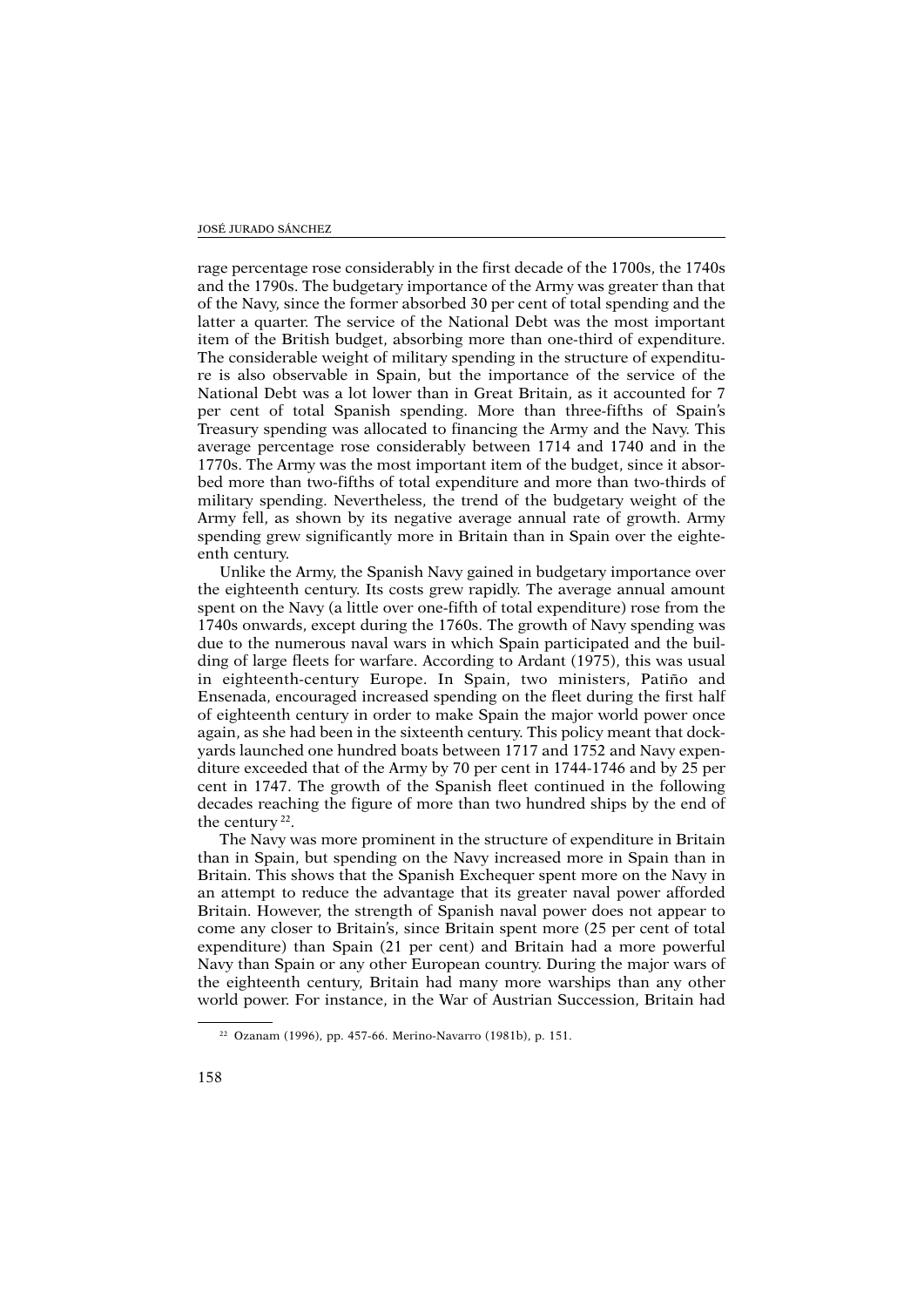rage percentage rose considerably in the first decade of the 1700s, the 1740s and the 1790s. The budgetary importance of the Army was greater than that of the Navy, since the former absorbed 30 per cent of total spending and the latter a quarter. The service of the National Debt was the most important item of the British budget, absorbing more than one-third of expenditure. The considerable weight of military spending in the structure of expenditure is also observable in Spain, but the importance of the service of the National Debt was a lot lower than in Great Britain, as it accounted for 7 per cent of total Spanish spending. More than three-fifths of Spain's Treasury spending was allocated to financing the Army and the Navy. This average percentage rose considerably between 1714 and 1740 and in the 1770s. The Army was the most important item of the budget, since it absorbed more than two-fifths of total expenditure and more than two-thirds of military spending. Nevertheless, the trend of the budgetary weight of the Army fell, as shown by its negative average annual rate of growth. Army spending grew significantly more in Britain than in Spain over the eighteenth century.

Unlike the Army, the Spanish Navy gained in budgetary importance over the eighteenth century. Its costs grew rapidly. The average annual amount spent on the Navy (a little over one-fifth of total expenditure) rose from the 1740s onwards, except during the 1760s. The growth of Navy spending was due to the numerous naval wars in which Spain participated and the building of large fleets for warfare. According to Ardant (1975), this was usual in eighteenth-century Europe. In Spain, two ministers, Patiño and Ensenada, encouraged increased spending on the fleet during the first half of eighteenth century in order to make Spain the major world power once again, as she had been in the sixteenth century. This policy meant that dockyards launched one hundred boats between 1717 and 1752 and Navy expenditure exceeded that of the Army by 70 per cent in 1744-1746 and by 25 per cent in 1747. The growth of the Spanish fleet continued in the following decades reaching the figure of more than two hundred ships by the end of the century [22].

The Navy was more prominent in the structure of expenditure in Britain than in Spain, but spending on the Navy increased more in Spain than in Britain. This shows that the Spanish Exchequer spent more on the Navy in an attempt to reduce the advantage that its greater naval power afforded Britain. However, the strength of Spanish naval power does not appear to come any closer to Britain's, since Britain spent more (25 per cent of total expenditure) than Spain (21 per cent) and Britain had a more powerful Navy than Spain or any other European country. During the major wars of the eighteenth century, Britain had many more warships than any other world power. For instance, in the War of Austrian Succession, Britain had

[22] Ozanam (1996), pp. 457-66. Merino-Navarro (1981b), p. 151.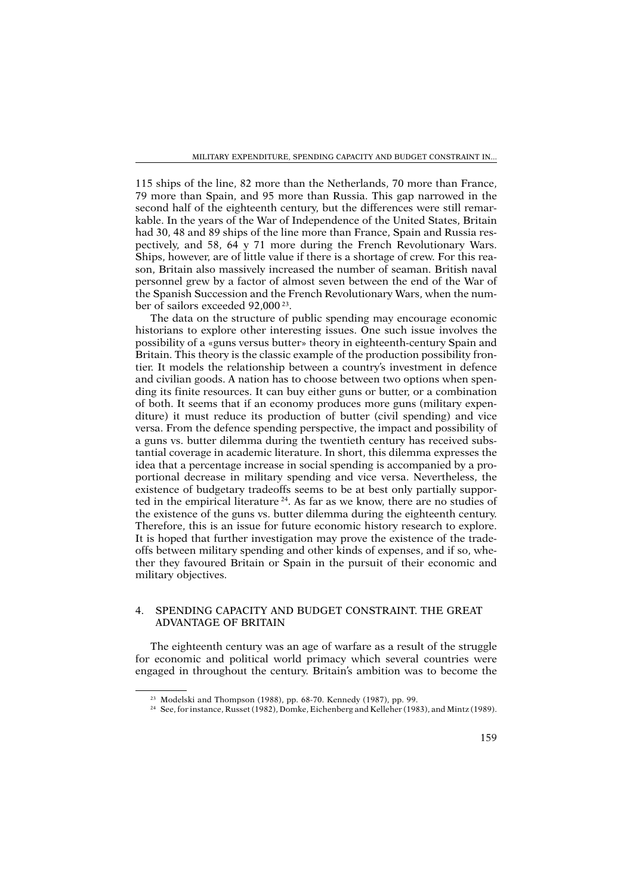115 ships of the line, 82 more than the Netherlands, 70 more than France, 79 more than Spain, and 95 more than Russia. This gap narrowed in the second half of the eighteenth century, but the differences were still remarkable. In the years of the War of Independence of the United States, Britain had 30, 48 and 89 ships of the line more than France, Spain and Russia respectively, and 58, 64 y 71 more during the French Revolutionary Wars. Ships, however, are of little value if there is a shortage of crew. For this reason, Britain also massively increased the number of seaman. British naval personnel grew by a factor of almost seven between the end of the War of the Spanish Succession and the French Revolutionary Wars, when the number of sailors exceeded 92,000 [23].

The data on the structure of public spending may encourage economic historians to explore other interesting issues. One such issue involves the possibility of a «guns versus butter» theory in eighteenth-century Spain and Britain. This theory is the classic example of the production possibility frontier. It models the relationship between a country's investment in defence and civilian goods. A nation has to choose between two options when spending its finite resources. It can buy either guns or butter, or a combination of both. It seems that if an economy produces more guns (military expenditure) it must reduce its production of butter (civil spending) and vice versa. From the defence spending perspective, the impact and possibility of a guns vs. butter dilemma during the twentieth century has received substantial coverage in academic literature. In short, this dilemma expresses the idea that a percentage increase in social spending is accompanied by a proportional decrease in military spending and vice versa. Nevertheless, the existence of budgetary tradeoffs seems to be at best only partially supported in the empirical literature [24]. As far as we know, there are no studies of the existence of the guns vs. butter dilemma during the eighteenth century. Therefore, this is an issue for future economic history research to explore. It is hoped that further investigation may prove the existence of the tradeoffs between military spending and other kinds of expenses, and if so, whether they favoured Britain or Spain in the pursuit of their economic and military objectives.

## 4. SPENDING CAPACITY AND BUDGET CONSTRAINT. THE GREAT ADVANTAGE OF BRITAIN

The eighteenth century was an age of warfare as a result of the struggle for economic and political world primacy which several countries were engaged in throughout the century. Britain's ambition was to become the

[23] Modelski and Thompson (1988), pp. 68-70. Kennedy (1987), pp. 99.

[24] See, for instance, Russet (1982), Domke, Eichenberg and Kelleher (1983), and Mintz (1989).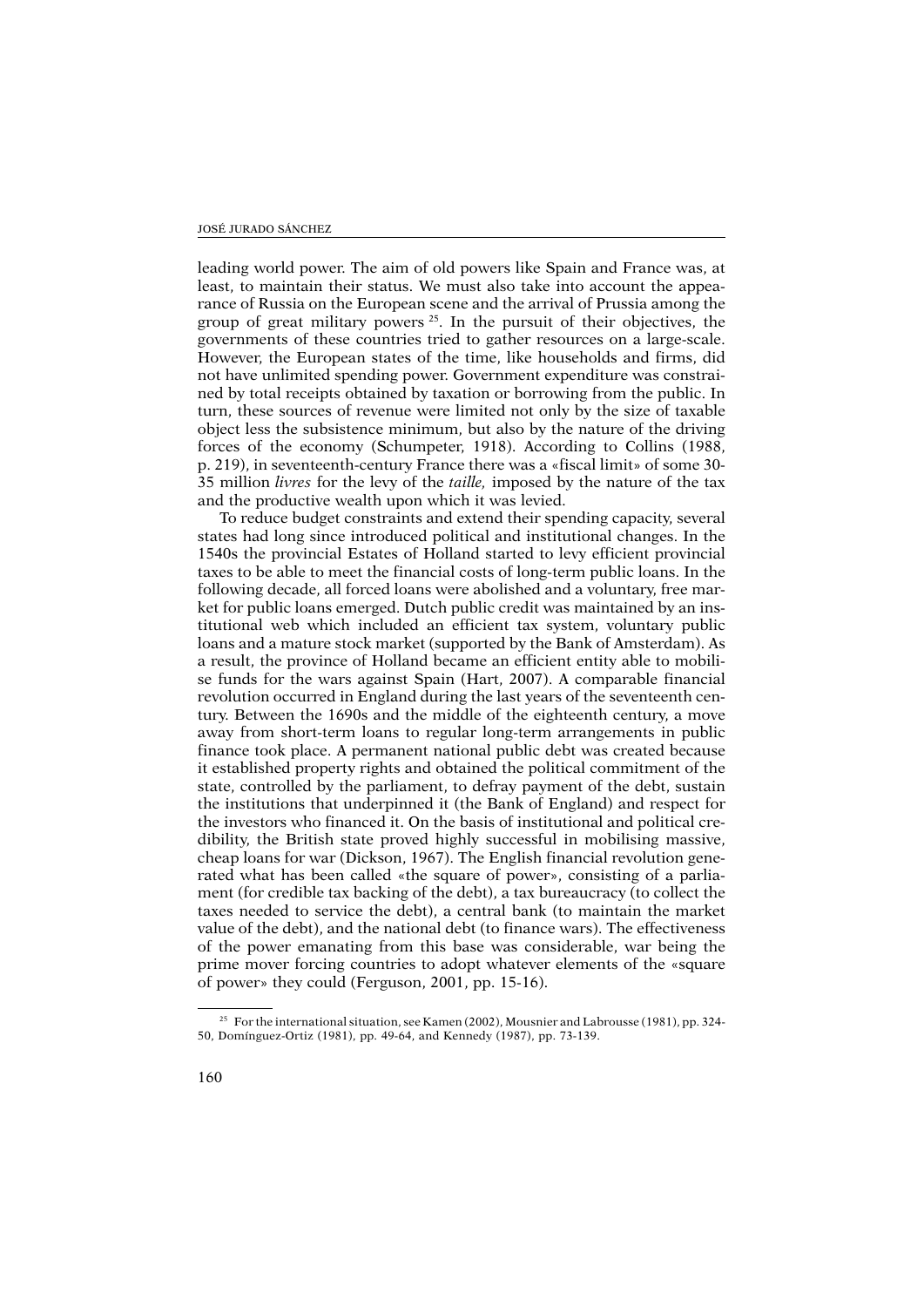leading world power. The aim of old powers like Spain and France was, at least, to maintain their status. We must also take into account the appearance of Russia on the European scene and the arrival of Prussia among the group of great military powers [25]. In the pursuit of their objectives, the governments of these countries tried to gather resources on a large-scale. However, the European states of the time, like households and firms, did not have unlimited spending power. Government expenditure was constrained by total receipts obtained by taxation or borrowing from the public. In turn, these sources of revenue were limited not only by the size of taxable object less the subsistence minimum, but also by the nature of the driving forces of the economy (Schumpeter, 1918). According to Collins (1988, p. 219), in seventeenth-century France there was a «fiscal limit» of some 30-35 million *livres* for the levy of the *taille,* imposed by the nature of the tax and the productive wealth upon which it was levied.

To reduce budget constraints and extend their spending capacity, several states had long since introduced political and institutional changes. In the 1540s the provincial Estates of Holland started to levy efficient provincial taxes to be able to meet the financial costs of long-term public loans. In the following decade, all forced loans were abolished and a voluntary, free market for public loans emerged. Dutch public credit was maintained by an institutional web which included an efficient tax system, voluntary public loans and a mature stock market (supported by the Bank of Amsterdam). As a result, the province of Holland became an efficient entity able to mobilise funds for the wars against Spain (Hart, 2007). A comparable financial revolution occurred in England during the last years of the seventeenth century. Between the 1690s and the middle of the eighteenth century, a move away from short-term loans to regular long-term arrangements in public finance took place. A permanent national public debt was created because it established property rights and obtained the political commitment of the state, controlled by the parliament, to defray payment of the debt, sustain the institutions that underpinned it (the Bank of England) and respect for the investors who financed it. On the basis of institutional and political credibility, the British state proved highly successful in mobilising massive, cheap loans for war (Dickson, 1967). The English financial revolution generated what has been called «the square of power», consisting of a parliament (for credible tax backing of the debt), a tax bureaucracy (to collect the taxes needed to service the debt), a central bank (to maintain the market value of the debt), and the national debt (to finance wars). The effectiveness of the power emanating from this base was considerable, war being the prime mover forcing countries to adopt whatever elements of the «square of power» they could (Ferguson, 2001, pp. 15-16).

[25] For the international situation, see Kamen (2002), Mousnier and Labrousse (1981), pp. 324-50, Domínguez-Ortiz (1981), pp. 49-64, and Kennedy (1987), pp. 73-139.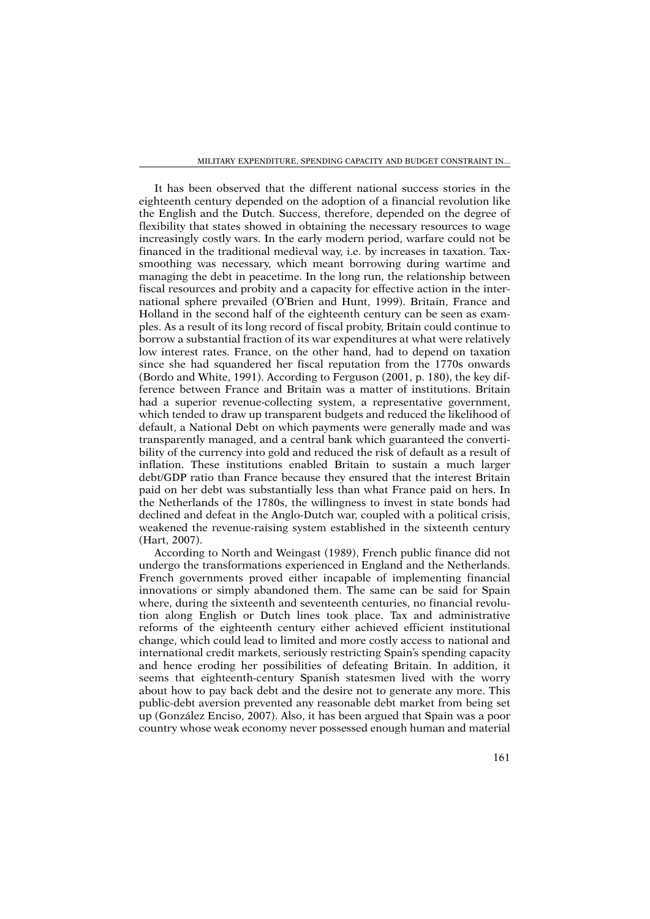It has been observed that the different national success stories in the eighteenth century depended on the adoption of a financial revolution like the English and the Dutch. Success, therefore, depended on the degree of flexibility that states showed in obtaining the necessary resources to wage increasingly costly wars. In the early modern period, warfare could not be financed in the traditional medieval way, i.e. by increases in taxation. Tax-smoothing was necessary, which meant borrowing during wartime and managing the debt in peacetime. In the long run, the relationship between fiscal resources and probity and a capacity for effective action in the international sphere prevailed (O'Brien and Hunt, 1999). Britain, France and Holland in the second half of the eighteenth century can be seen as examples. As a result of its long record of fiscal probity, Britain could continue to borrow a substantial fraction of its war expenditures at what were relatively low interest rates. France, on the other hand, had to depend on taxation since she had squandered her fiscal reputation from the 1770s onwards (Bordo and White, 1991). According to Ferguson (2001, p. 180), the key difference between France and Britain was a matter of institutions. Britain had a superior revenue-collecting system, a representative government, which tended to draw up transparent budgets and reduced the likelihood of default, a National Debt on which payments were generally made and was transparently managed, and a central bank which guaranteed the convertibility of the currency into gold and reduced the risk of default as a result of inflation. These institutions enabled Britain to sustain a much larger debt/GDP ratio than France because they ensured that the interest Britain paid on her debt was substantially less than what France paid on hers. In the Netherlands of the 1780s, the willingness to invest in state bonds had declined and defeat in the Anglo-Dutch war, coupled with a political crisis, weakened the revenue-raising system established in the sixteenth century (Hart, 2007).

According to North and Weingast (1989), French public finance did not undergo the transformations experienced in England and the Netherlands. French governments proved either incapable of implementing financial innovations or simply abandoned them. The same can be said for Spain where, during the sixteenth and seventeenth centuries, no financial revolution along English or Dutch lines took place. Tax and administrative reforms of the eighteenth century either achieved efficient institutional change, which could lead to limited and more costly access to national and international credit markets, seriously restricting Spain's spending capacity and hence eroding her possibilities of defeating Britain. In addition, it seems that eighteenth-century Spanish statesmen lived with the worry about how to pay back debt and the desire not to generate any more. This public-debt aversion prevented any reasonable debt market from being set up (González Enciso, 2007). Also, it has been argued that Spain was a poor country whose weak economy never possessed enough human and material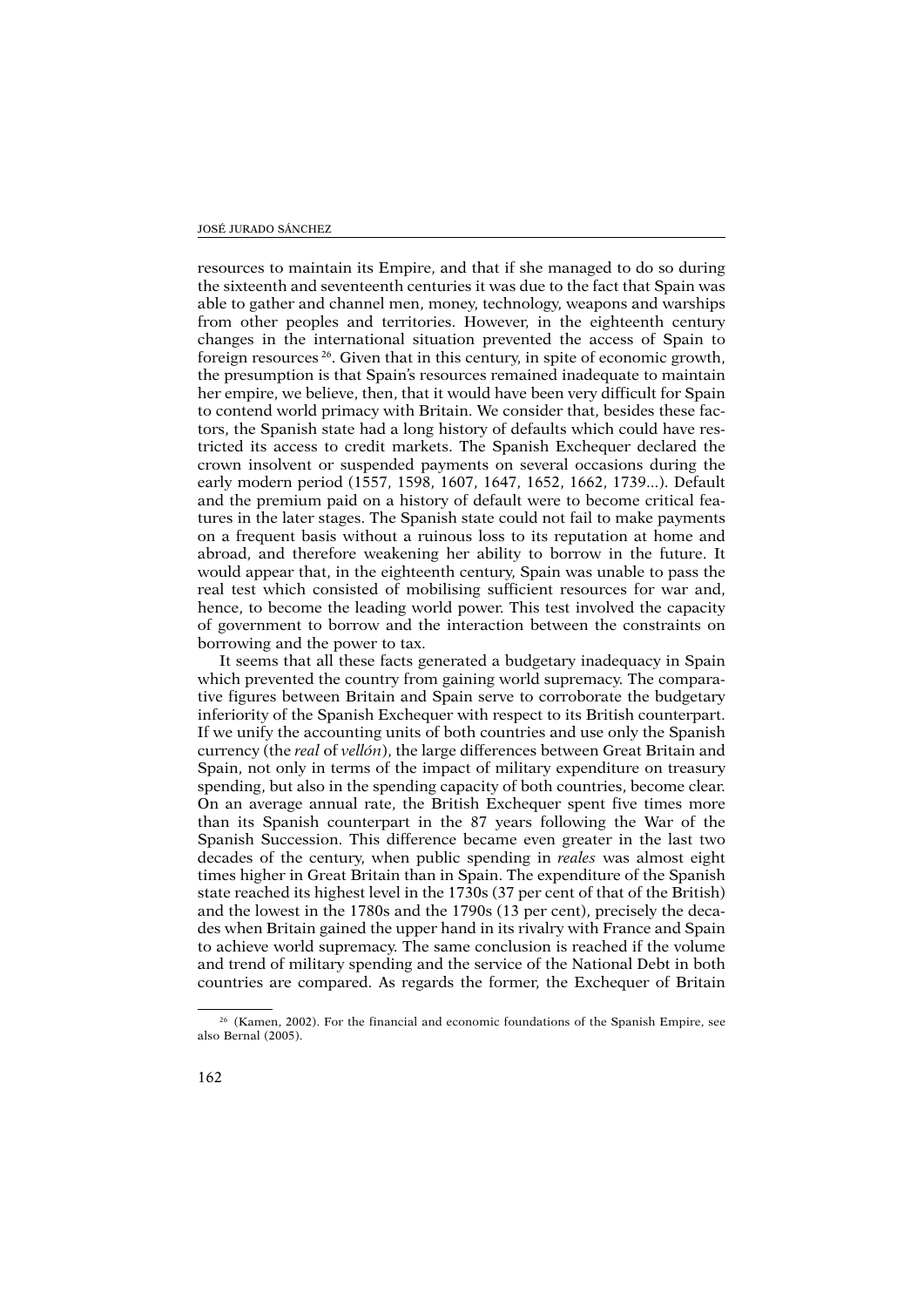resources to maintain its Empire, and that if she managed to do so during the sixteenth and seventeenth centuries it was due to the fact that Spain was able to gather and channel men, money, technology, weapons and warships from other peoples and territories. However, in the eighteenth century changes in the international situation prevented the access of Spain to foreign resources [26]. Given that in this century, in spite of economic growth, the presumption is that Spain's resources remained inadequate to maintain her empire, we believe, then, that it would have been very difficult for Spain to contend world primacy with Britain. We consider that, besides these factors, the Spanish state had a long history of defaults which could have restricted its access to credit markets. The Spanish Exchequer declared the crown insolvent or suspended payments on several occasions during the early modern period (1557, 1598, 1607, 1647, 1652, 1662, 1739...). Default and the premium paid on a history of default were to become critical features in the later stages. The Spanish state could not fail to make payments on a frequent basis without a ruinous loss to its reputation at home and abroad, and therefore weakening her ability to borrow in the future. It would appear that, in the eighteenth century, Spain was unable to pass the real test which consisted of mobilising sufficient resources for war and, hence, to become the leading world power. This test involved the capacity of government to borrow and the interaction between the constraints on borrowing and the power to tax.

It seems that all these facts generated a budgetary inadequacy in Spain which prevented the country from gaining world supremacy. The comparative figures between Britain and Spain serve to corroborate the budgetary inferiority of the Spanish Exchequer with respect to its British counterpart. If we unify the accounting units of both countries and use only the Spanish currency (the *real* of *vellón*), the large differences between Great Britain and Spain, not only in terms of the impact of military expenditure on treasury spending, but also in the spending capacity of both countries, become clear. On an average annual rate, the British Exchequer spent five times more than its Spanish counterpart in the 87 years following the War of the Spanish Succession. This difference became even greater in the last two decades of the century, when public spending in *reales* was almost eight times higher in Great Britain than in Spain. The expenditure of the Spanish state reached its highest level in the 1730s (37 per cent of that of the British) and the lowest in the 1780s and the 1790s (13 per cent), precisely the decades when Britain gained the upper hand in its rivalry with France and Spain to achieve world supremacy. The same conclusion is reached if the volume and trend of military spending and the service of the National Debt in both countries are compared. As regards the former, the Exchequer of Britain

[26] (Kamen, 2002). For the financial and economic foundations of the Spanish Empire, see also Bernal (2005).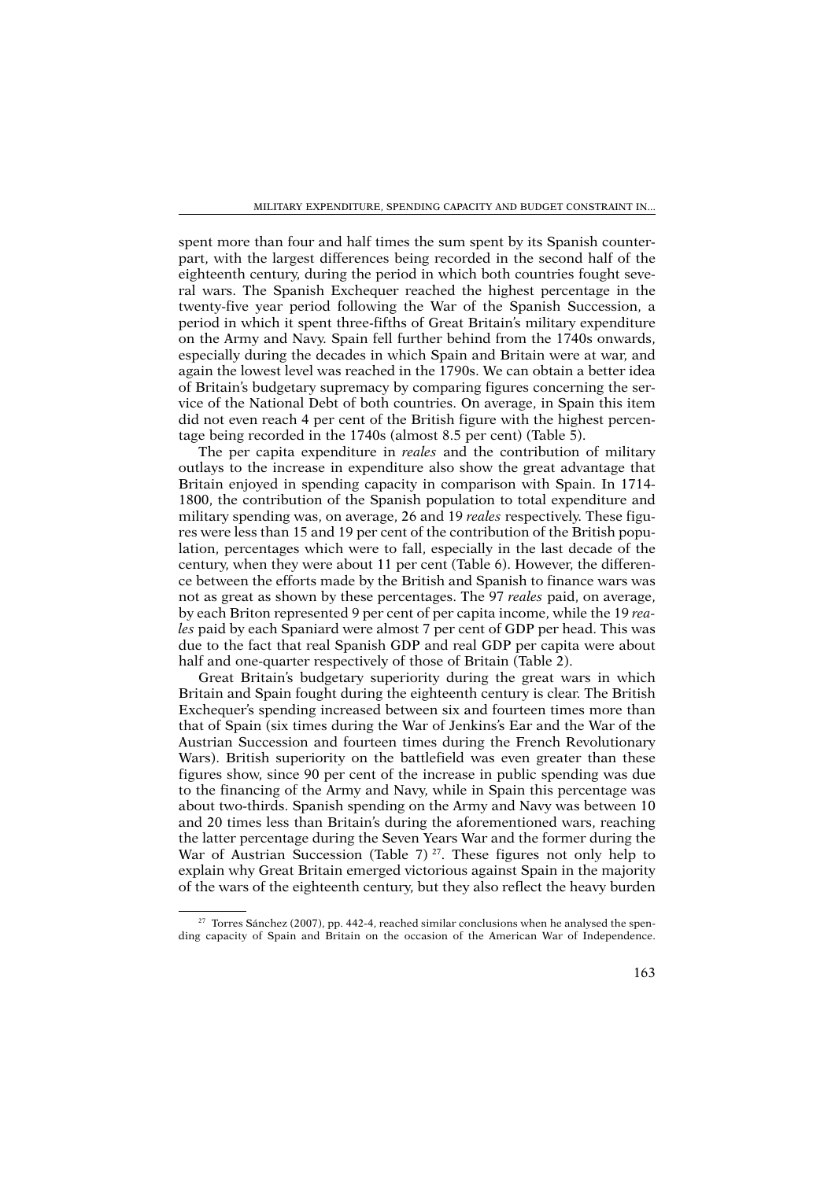spent more than four and half times the sum spent by its Spanish counterpart, with the largest differences being recorded in the second half of the eighteenth century, during the period in which both countries fought several wars. The Spanish Exchequer reached the highest percentage in the twenty-five year period following the War of the Spanish Succession, a period in which it spent three-fifths of Great Britain's military expenditure on the Army and Navy. Spain fell further behind from the 1740s onwards, especially during the decades in which Spain and Britain were at war, and again the lowest level was reached in the 1790s. We can obtain a better idea of Britain's budgetary supremacy by comparing figures concerning the service of the National Debt of both countries. On average, in Spain this item did not even reach 4 per cent of the British figure with the highest percentage being recorded in the 1740s (almost 8.5 per cent) (Table 5).

The per capita expenditure in *reales* and the contribution of military outlays to the increase in expenditure also show the great advantage that Britain enjoyed in spending capacity in comparison with Spain. In 1714-1800, the contribution of the Spanish population to total expenditure and military spending was, on average, 26 and 19 *reales* respectively. These figures were less than 15 and 19 per cent of the contribution of the British population, percentages which were to fall, especially in the last decade of the century, when they were about 11 per cent (Table 6). However, the difference between the efforts made by the British and Spanish to finance wars was not as great as shown by these percentages. The 97 *reales* paid, on average, by each Briton represented 9 per cent of per capita income, while the 19 *reales* paid by each Spaniard were almost 7 per cent of GDP per head. This was due to the fact that real Spanish GDP and real GDP per capita were about half and one-quarter respectively of those of Britain (Table 2).

Great Britain's budgetary superiority during the great wars in which Britain and Spain fought during the eighteenth century is clear. The British Exchequer's spending increased between six and fourteen times more than that of Spain (six times during the War of Jenkins's Ear and the War of the Austrian Succession and fourteen times during the French Revolutionary Wars). British superiority on the battlefield was even greater than these figures show, since 90 per cent of the increase in public spending was due to the financing of the Army and Navy, while in Spain this percentage was about two-thirds. Spanish spending on the Army and Navy was between 10 and 20 times less than Britain's during the aforementioned wars, reaching the latter percentage during the Seven Years War and the former during the War of Austrian Succession (Table 7) [27]. These figures not only help to explain why Great Britain emerged victorious against Spain in the majority of the wars of the eighteenth century, but they also reflect the heavy burden

[27] Torres Sánchez (2007), pp. 442-4, reached similar conclusions when he analysed the spending capacity of Spain and Britain on the occasion of the American War of Independence.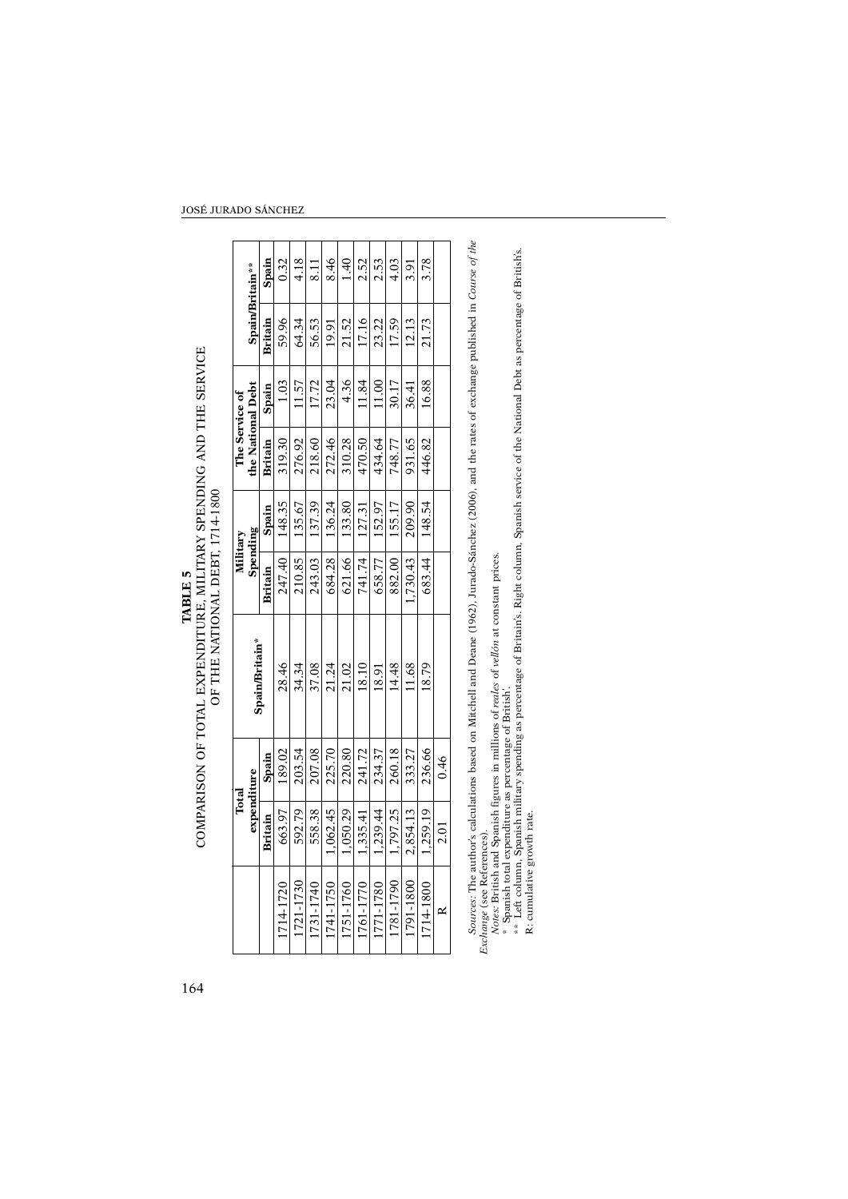**TABLE 5**

COMPARISON OF TOTAL EXPENDITURE, MILITARY SPENDING AND THE SERVICE OF THE NATIONAL DEBT, 1714-1800

| | Total expenditure | | Spain/Britain* | Military Spending | | The Service of the National Debt | | Spain/Britain** | |
|---|---|---|---|---|---|---|---|---|---|
| | **Britain** | **Spain** | | **Britain** | **Spain** | **Britain** | **Spain** | **Britain** | **Spain** |
| 1714-1720 | 663.97 | 189.02 | 28.46 | 247.40 | 148.35 | 319.30 | 1.03 | 59.96 | 0.32 |
| 1721-1730 | 592.79 | 203.54 | 34.34 | 210.85 | 135.67 | 276.92 | 11.57 | 64.34 | 4.18 |
| 1731-1740 | 558.38 | 207.08 | 37.08 | 243.03 | 137.39 | 218.60 | 17.72 | 56.53 | 8.11 |
| 1741-1750 | 1,062.45 | 225.70 | 21.24 | 684.28 | 136.24 | 272.46 | 23.04 | 19.91 | 8.46 |
| 1751-1760 | 1,050.29 | 220.80 | 21.02 | 621.66 | 133.80 | 310.28 | 4.36 | 21.52 | 1.40 |
| 1761-1770 | 1,335.41 | 241.72 | 18.10 | 741.74 | 127.31 | 470.50 | 11.84 | 17.16 | 2.52 |
| 1771-1780 | 1,239.44 | 234.37 | 18.91 | 658.77 | 152.97 | 434.64 | 11.00 | 23.22 | 2.53 |
| 1781-1790 | 1,797.25 | 260.18 | 14.48 | 882.00 | 155.17 | 748.77 | 30.17 | 17.59 | 4.03 |
| 1791-1800 | 2,854.13 | 333.27 | 11.68 | 1,730.43 | 209.90 | 931.65 | 36.41 | 12.13 | 3.91 |
| 1714-1800 | 1,259.19 | 236.66 | 18.79 | 683.44 | 148.54 | 446.82 | 16.88 | 21.73 | 3.78 |
| R | 2.01 | 0.46 | | | | | | | |

*Sources:* The author's calculations based on Mitchell and Deane (1962), Jurado-Sánchez (2006), and the rates of exchange published in *Course of the Exchange* (see References).

*Notes:* British and Spanish figures in millions of *reales* of *vellón* at constant prices.

\* Spanish total expenditure as percentage of British'.

\*\* Left column, Spanish military spending as percentage of Britain's. Right column, Spanish service of the National Debt as percentage of British's.

R: cumulative growth rate.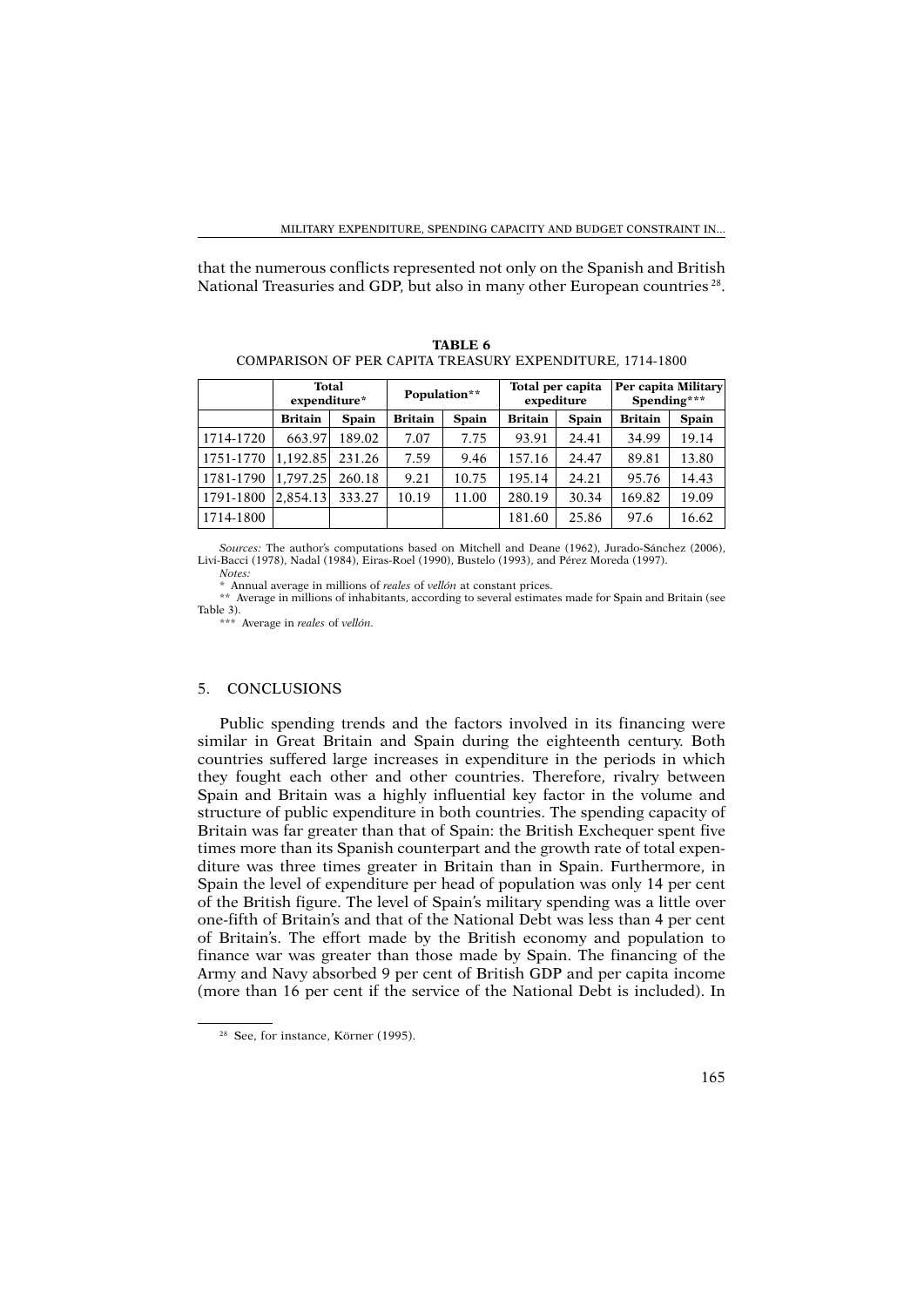that the numerous conflicts represented not only on the Spanish and British National Treasuries and GDP, but also in many other European countries [28].

**TABLE 6**
COMPARISON OF PER CAPITA TREASURY EXPENDITURE, 1714-1800

| | Total expenditure* | | Population** | | Total per capita expediture | | Per capita Military Spending*** | |
|---|---|---|---|---|---|---|---|---|
| | **Britain** | **Spain** | **Britain** | **Spain** | **Britain** | **Spain** | **Britain** | **Spain** |
| 1714-1720 | 663.97 | 189.02 | 7.07 | 7.75 | 93.91 | 24.41 | 34.99 | 19.14 |
| 1751-1770 | 1,192.85 | 231.26 | 7.59 | 9.46 | 157.16 | 24.47 | 89.81 | 13.80 |
| 1781-1790 | 1,797.25 | 260.18 | 9.21 | 10.75 | 195.14 | 24.21 | 95.76 | 14.43 |
| 1791-1800 | 2,854.13 | 333.27 | 10.19 | 11.00 | 280.19 | 30.34 | 169.82 | 19.09 |
| 1714-1800 | | | | | 181.60 | 25.86 | 97.6 | 16.62 |

*Sources:* The author's computations based on Mitchell and Deane (1962), Jurado-Sánchez (2006), Livi-Bacci (1978), Nadal (1984), Eiras-Roel (1990), Bustelo (1993), and Pérez Moreda (1997).

*Notes:*

\* Annual average in millions of *reales* of *vellón* at constant prices.

\*\* Average in millions of inhabitants, according to several estimates made for Spain and Britain (see Table 3).

\*\*\* Average in *reales* of *vellón*.

## 5. CONCLUSIONS

Public spending trends and the factors involved in its financing were similar in Great Britain and Spain during the eighteenth century. Both countries suffered large increases in expenditure in the periods in which they fought each other and other countries. Therefore, rivalry between Spain and Britain was a highly influential key factor in the volume and structure of public expenditure in both countries. The spending capacity of Britain was far greater than that of Spain: the British Exchequer spent five times more than its Spanish counterpart and the growth rate of total expenditure was three times greater in Britain than in Spain. Furthermore, in Spain the level of expenditure per head of population was only 14 per cent of the British figure. The level of Spain's military spending was a little over one-fifth of Britain's and that of the National Debt was less than 4 per cent of Britain's. The effort made by the British economy and population to finance war was greater than those made by Spain. The financing of the Army and Navy absorbed 9 per cent of British GDP and per capita income (more than 16 per cent if the service of the National Debt is included). In

[28] See, for instance, Körner (1995).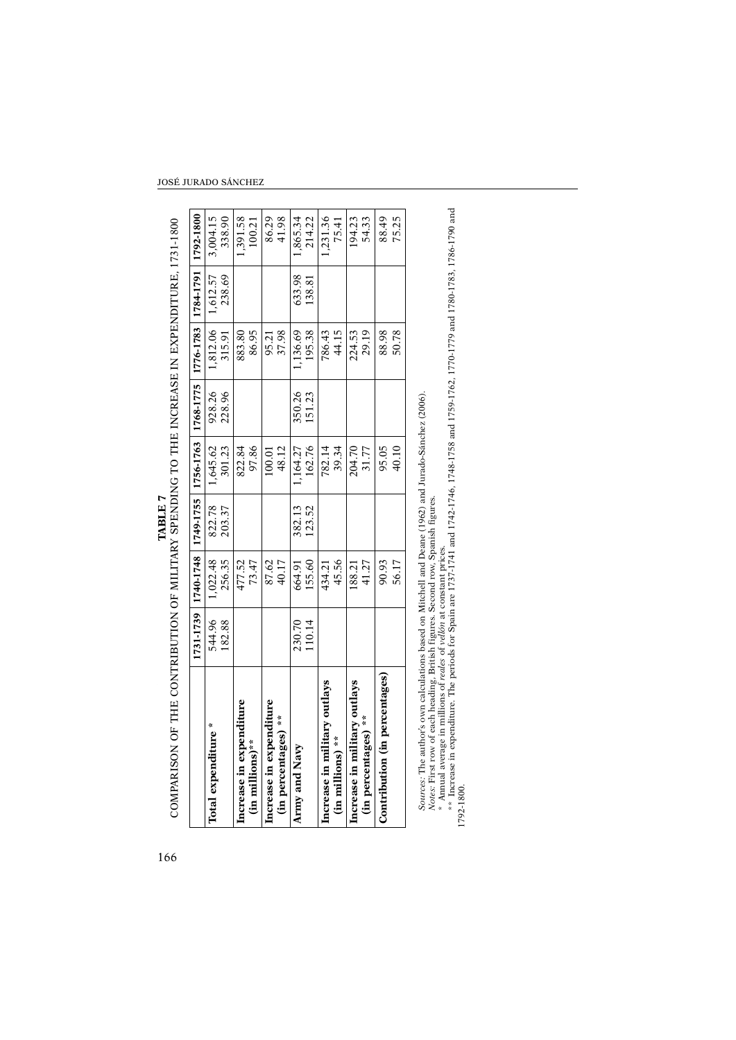**TABLE 7**

COMPARISON OF THE CONTRIBUTION OF MILITARY SPENDING TO THE INCREASE IN EXPENDITURE, 1731-1800

| | 1731-1739 | 1740-1748 | 1749-1755 | 1756-1763 | 1768-1775 | 1776-1783 | 1784-1791 | 1792-1800 |
|---|---|---|---|---|---|---|---|---|
| **Total expenditure** * | 544.96<br>182.88 | 1,022.48<br>256.35 | 822.78<br>203.37 | 1,645.62<br>301.23 | 928.26<br>228.96 | 1,812.06<br>315.91 | 1,612.57<br>238.69 | 3,004.15<br>338.90 |
| **Increase in expenditure (in millions)**** | | 477.52<br>73.47 | | 822.84<br>97.86 | | 883.80<br>86.95 | | 1,391.58<br>100.21 |
| **Increase in expenditure (in percentages)** ** | | 87.62<br>40.17 | | 100.01<br>48.12 | | 95.21<br>37.98 | | 86.29<br>41.98 |
| **Army and Navy** | 230.70<br>110.14 | 664.91<br>155.60 | 382.13<br>123.52 | 1,164.27<br>162.76 | 350.26<br>151.23 | 1,136.69<br>195.38 | 633.98<br>138.81 | 1,865.34<br>214.22 |
| **Increase in military outlays (in millions)** ** | | 434.21<br>45.56 | | 782.14<br>39.34 | | 786.43<br>44.15 | | 1,231.36<br>75.41 |
| **Increase in military outlays (in percentages)** ** | | 188.21<br>41.27 | | 204.70<br>31.77 | | 224.53<br>29.19 | | 194.23<br>54.33 |
| **Contribution (in percentages)** | | 90.93<br>56.17 | | 95.05<br>40.10 | | 88.98<br>50.78 | | 88.49<br>75.25 |

*Sources:* The author's own calculations based on Mitchell and Deane (1962) and Jurado-Sánchez (2006).

*Notes:* First row of each heading, British figures. Second row, Spanish figures.

\* Annual average in millions of *reales* of *vellón* at constant prices.

\*\* Increase in expenditure. The periods for Spain are 1737-1741 and 1742-1746, 1748-1758 and 1759-1762, 1770-1779 and 1780-1783, 1786-1790 and 1792-1800.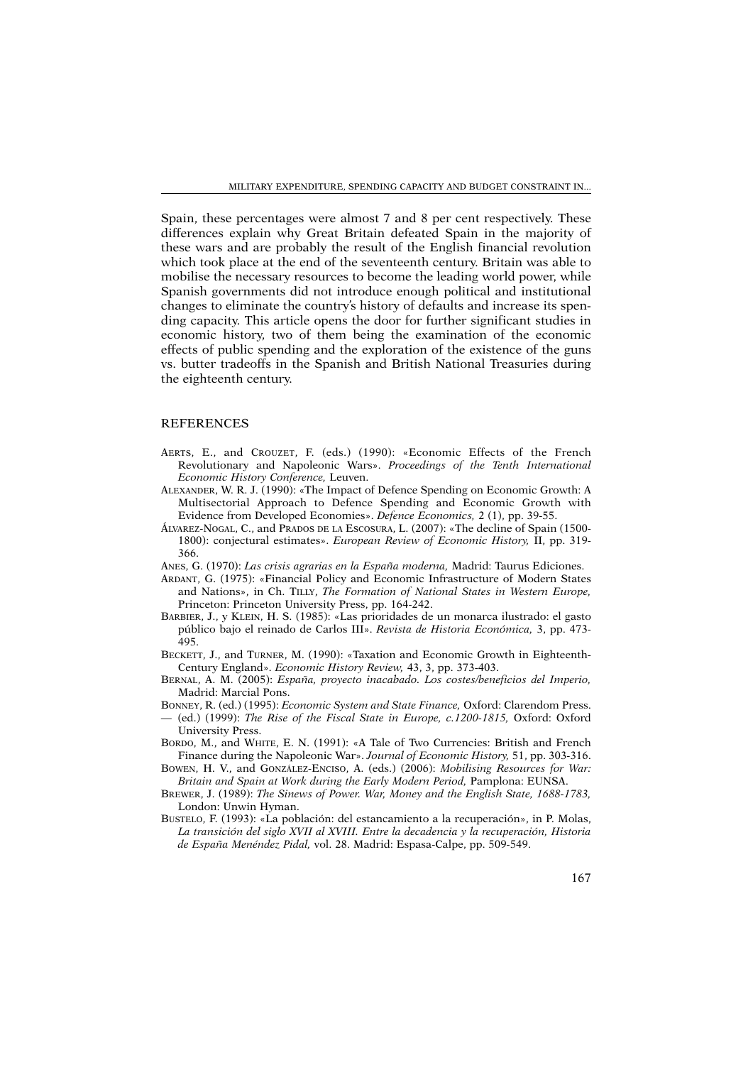Spain, these percentages were almost 7 and 8 per cent respectively. These differences explain why Great Britain defeated Spain in the majority of these wars and are probably the result of the English financial revolution which took place at the end of the seventeenth century. Britain was able to mobilise the necessary resources to become the leading world power, while Spanish governments did not introduce enough political and institutional changes to eliminate the country's history of defaults and increase its spending capacity. This article opens the door for further significant studies in economic history, two of them being the examination of the economic effects of public spending and the exploration of the existence of the guns vs. butter tradeoffs in the Spanish and British National Treasuries during the eighteenth century.

## REFERENCES

AERTS, E., and CROUZET, F. (eds.) (1990): «Economic Effects of the French Revolutionary and Napoleonic Wars». *Proceedings of the Tenth International Economic History Conference,* Leuven.

ALEXANDER, W. R. J. (1990): «The Impact of Defence Spending on Economic Growth: A Multisectorial Approach to Defence Spending and Economic Growth with Evidence from Developed Economies». *Defence Economics,* 2 (1), pp. 39-55.

ÁLVAREZ-NOGAL, C., and PRADOS DE LA ESCOSURA, L. (2007): «The decline of Spain (1500-1800): conjectural estimates». *European Review of Economic History,* II, pp. 319-366.

ANES, G. (1970): *Las crisis agrarias en la España moderna,* Madrid: Taurus Ediciones.

ARDANT, G. (1975): «Financial Policy and Economic Infrastructure of Modern States and Nations», in Ch. TILLY, *The Formation of National States in Western Europe,* Princeton: Princeton University Press, pp. 164-242.

BARBIER, J., y KLEIN, H. S. (1985): «Las prioridades de un monarca ilustrado: el gasto público bajo el reinado de Carlos III». *Revista de Historia Económica,* 3, pp. 473-495.

BECKETT, J., and TURNER, M. (1990): «Taxation and Economic Growth in Eighteenth-Century England». *Economic History Review,* 43, 3, pp. 373-403.

BERNAL, A. M. (2005): *España, proyecto inacabado. Los costes/beneficios del Imperio,* Madrid: Marcial Pons.

BONNEY, R. (ed.) (1995): *Economic System and State Finance,* Oxford: Clarendom Press.

— (ed.) (1999): *The Rise of the Fiscal State in Europe, c.1200-1815,* Oxford: Oxford University Press.

BORDO, M., and WHITE, E. N. (1991): «A Tale of Two Currencies: British and French Finance during the Napoleonic War». *Journal of Economic History,* 51, pp. 303-316.

BOWEN, H. V., and GONZÁLEZ-ENCISO, A. (eds.) (2006): *Mobilising Resources for War: Britain and Spain at Work during the Early Modern Period,* Pamplona: EUNSA.

BREWER, J. (1989): *The Sinews of Power. War, Money and the English State, 1688-1783,* London: Unwin Hyman.

BUSTELO, F. (1993): «La población: del estancamiento a la recuperación», in P. Molas, *La transición del siglo XVII al XVIII. Entre la decadencia y la recuperación, Historia de España Menéndez Pidal,* vol. 28. Madrid: Espasa-Calpe, pp. 509-549.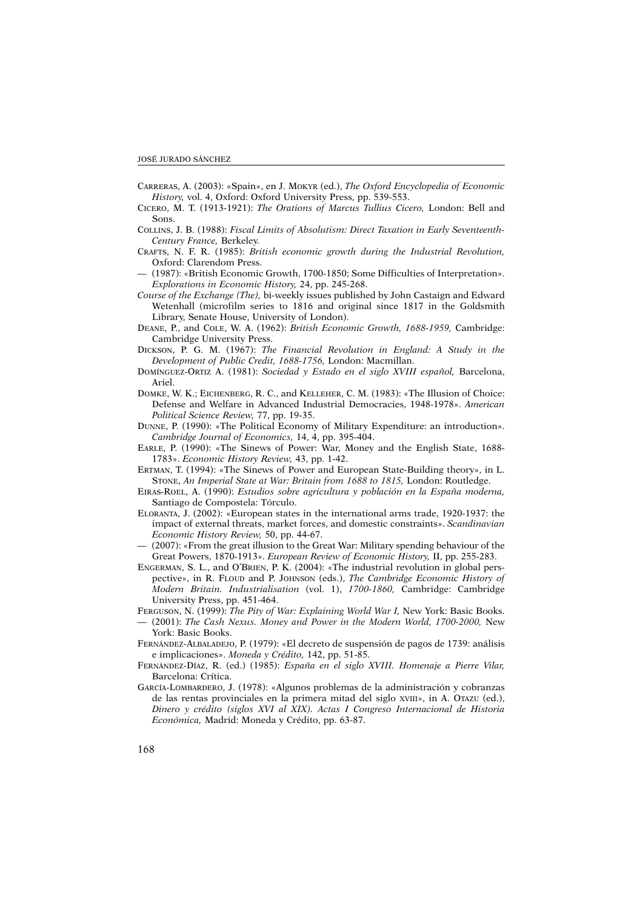Carreras, A. (2003): «Spain», en J. Mokyr (ed.), *The Oxford Encyclopedia of Economic History,* vol. 4, Oxford: Oxford University Press, pp. 539-553.

Cicero, M. T. (1913-1921): *The Orations of Marcus Tullius Cicero,* London: Bell and Sons.

Collins, J. B. (1988): *Fiscal Limits of Absolutism: Direct Taxation in Early Seventeenth-Century France,* Berkeley.

Crafts, N. F. R. (1985): *British economic growth during the Industrial Revolution,* Oxford: Clarendom Press.

— (1987): «British Economic Growth, 1700-1850; Some Difficulties of Interpretation». *Explorations in Economic History,* 24, pp. 245-268.

*Course of the Exchange (The),* bi-weekly issues published by John Castaign and Edward Wetenhall (microfilm series to 1816 and original since 1817 in the Goldsmith Library, Senate House, University of London).

Deane, P., and Cole, W. A. (1962): *British Economic Growth, 1688-1959,* Cambridge: Cambridge University Press.

Dickson, P. G. M. (1967): *The Financial Revolution in England: A Study in the Development of Public Credit, 1688-1756,* London: Macmillan.

Domínguez-Ortiz A. (1981): *Sociedad y Estado en el siglo XVIII español,* Barcelona, Ariel.

Domke, W. K.; Eichenberg, R. C., and Kelleher, C. M. (1983): «The Illusion of Choice: Defense and Welfare in Advanced Industrial Democracies, 1948-1978». *American Political Science Review,* 77, pp. 19-35.

Dunne, P. (1990): «The Political Economy of Military Expenditure: an introduction». *Cambridge Journal of Economics,* 14, 4, pp. 395-404.

Earle, P. (1990): «The Sinews of Power: War, Money and the English State, 1688-1783». *Economic History Review,* 43, pp. 1-42.

Ertman, T. (1994): «The Sinews of Power and European State-Building theory», in L. Stone, *An Imperial State at War: Britain from 1688 to 1815,* London: Routledge.

Eiras-Roel, A. (1990): *Estudios sobre agricultura y población en la España moderna,* Santiago de Compostela: Tórculo.

Eloranta, J. (2002): «European states in the international arms trade, 1920-1937: the impact of external threats, market forces, and domestic constraints». *Scandinavian Economic History Review,* 50, pp. 44-67.

— (2007): «From the great illusion to the Great War: Military spending behaviour of the Great Powers, 1870-1913». *European Review of Economic History,* II, pp. 255-283.

Engerman, S. L., and O'Brien, P. K. (2004): «The industrial revolution in global perspective», in R. Floud and P. Johnson (eds.), *The Cambridge Economic History of Modern Britain. Industrialisation* (vol. 1), *1700-1860,* Cambridge: Cambridge University Press, pp. 451-464.

Ferguson, N. (1999): *The Pity of War: Explaining World War I,* New York: Basic Books.

— (2001): *The Cash Nexus. Money and Power in the Modern World, 1700-2000,* New York: Basic Books.

Fernández-Albaladejo, P. (1979): «El decreto de suspensión de pagos de 1739: análisis e implicaciones». *Moneda y Crédito,* 142, pp. 51-85.

Fernández-Díaz, R. (ed.) (1985): *España en el siglo XVIII. Homenaje a Pierre Vilar,* Barcelona: Crítica.

García-Lombardero, J. (1978): «Algunos problemas de la administración y cobranzas de las rentas provinciales en la primera mitad del siglo xviii», in A. Otazu (ed.), *Dinero y crédito (siglos XVI al XIX). Actas I Congreso Internacional de Historia Económica,* Madrid: Moneda y Crédito, pp. 63-87.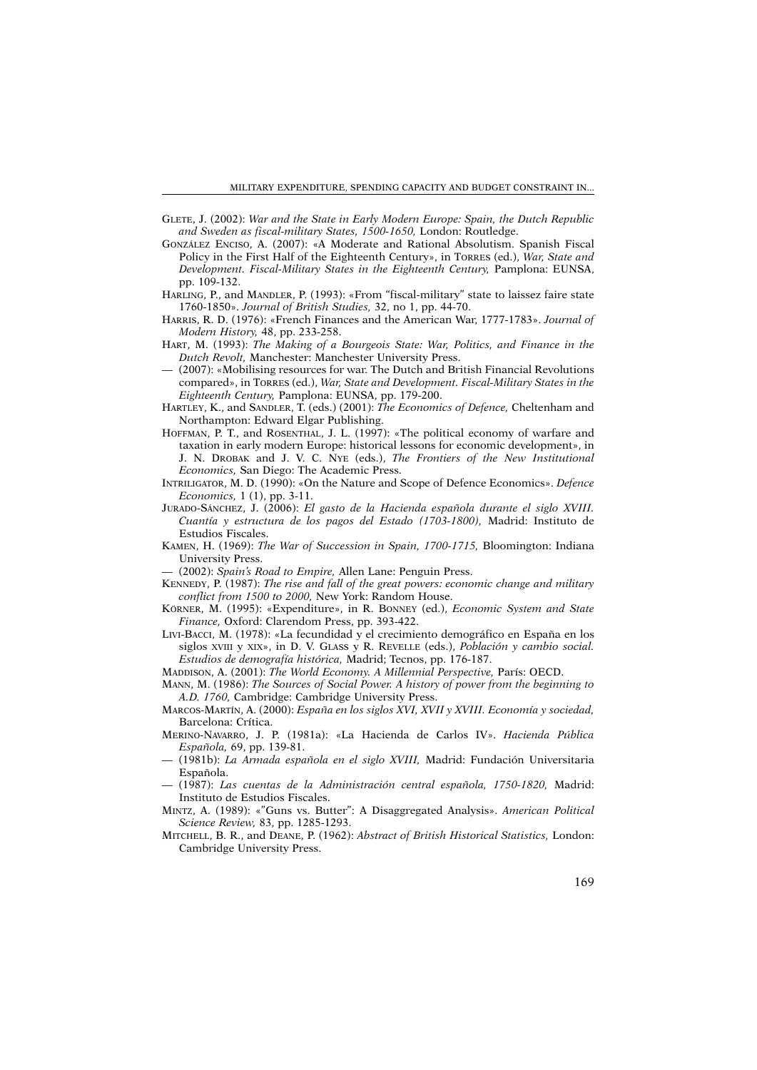Glete, J. (2002): *War and the State in Early Modern Europe: Spain, the Dutch Republic and Sweden as fiscal-military States, 1500-1650,* London: Routledge.

González Enciso, A. (2007): «A Moderate and Rational Absolutism. Spanish Fiscal Policy in the First Half of the Eighteenth Century», in Torres (ed.), *War, State and Development. Fiscal-Military States in the Eighteenth Century,* Pamplona: EUNSA, pp. 109-132.

Harling, P., and Mandler, P. (1993): «From "fiscal-military" state to laissez faire state 1760-1850». *Journal of British Studies,* 32, no 1, pp. 44-70.

Harris, R. D. (1976): «French Finances and the American War, 1777-1783». *Journal of Modern History,* 48, pp. 233-258.

Hart, M. (1993): *The Making of a Bourgeois State: War, Politics, and Finance in the Dutch Revolt,* Manchester: Manchester University Press.

— (2007): «Mobilising resources for war. The Dutch and British Financial Revolutions compared», in Torres (ed.), *War, State and Development. Fiscal-Military States in the Eighteenth Century,* Pamplona: EUNSA, pp. 179-200.

Hartley, K., and Sandler, T. (eds.) (2001): *The Economics of Defence,* Cheltenham and Northampton: Edward Elgar Publishing.

Hoffman, P. T., and Rosenthal, J. L. (1997): «The political economy of warfare and taxation in early modern Europe: historical lessons for economic development», in J. N. Drobak and J. V. C. Nye (eds.), *The Frontiers of the New Institutional Economics,* San Diego: The Academic Press.

Intriligator, M. D. (1990): «On the Nature and Scope of Defence Economics». *Defence Economics,* 1 (1), pp. 3-11.

Jurado-Sánchez, J. (2006): *El gasto de la Hacienda española durante el siglo XVIII. Cuantía y estructura de los pagos del Estado (1703-1800),* Madrid: Instituto de Estudios Fiscales.

Kamen, H. (1969): *The War of Succession in Spain, 1700-1715,* Bloomington: Indiana University Press.

— (2002): *Spain's Road to Empire,* Allen Lane: Penguin Press.

Kennedy, P. (1987): *The rise and fall of the great powers: economic change and military conflict from 1500 to 2000,* New York: Random House.

Körner, M. (1995): «Expenditure», in R. Bonney (ed.), *Economic System and State Finance,* Oxford: Clarendom Press, pp. 393-422.

Livi-Bacci, M. (1978): «La fecundidad y el crecimiento demográfico en España en los siglos xviii y xix», in D. V. Glass y R. Revelle (eds.), *Población y cambio social. Estudios de demografía histórica,* Madrid; Tecnos, pp. 176-187.

Maddison, A. (2001): *The World Economy. A Millennial Perspective,* París: OECD.

Mann, M. (1986): *The Sources of Social Power. A history of power from the beginning to A.D. 1760,* Cambridge: Cambridge University Press.

Marcos-Martín, A. (2000): *España en los siglos XVI, XVII y XVIII. Economía y sociedad,* Barcelona: Crítica.

Merino-Navarro, J. P. (1981a): «La Hacienda de Carlos IV». *Hacienda Pública Española,* 69, pp. 139-81.

— (1981b): *La Armada española en el siglo XVIII,* Madrid: Fundación Universitaria Española.

— (1987): *Las cuentas de la Administración central española, 1750-1820,* Madrid: Instituto de Estudios Fiscales.

Mintz, A. (1989): «"Guns vs. Butter": A Disaggregated Analysis». *American Political Science Review,* 83, pp. 1285-1293.

Mitchell, B. R., and Deane, P. (1962): *Abstract of British Historical Statistics,* London: Cambridge University Press.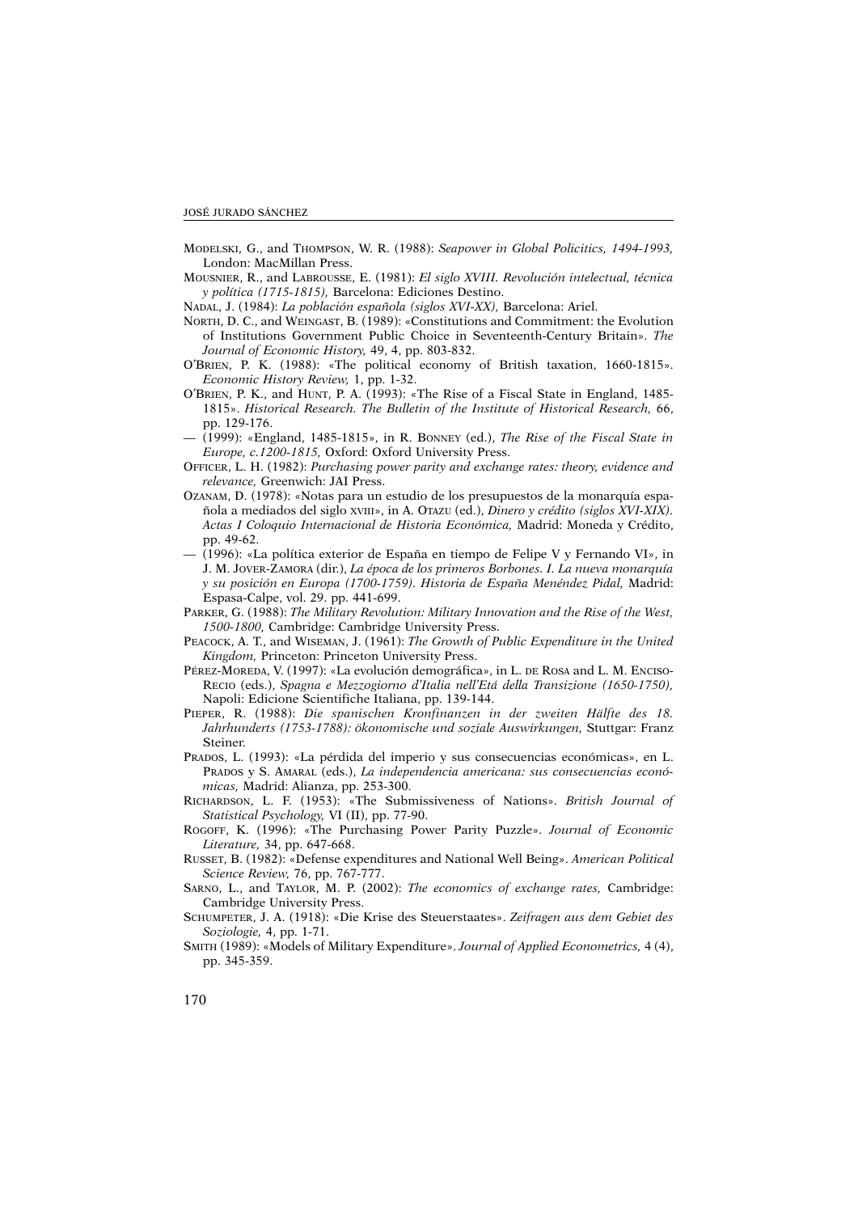MODELSKI, G., and THOMPSON, W. R. (1988): *Seapower in Global Policitics, 1494-1993,* London: MacMillan Press.

MOUSNIER, R., and LABROUSSE, E. (1981): *El siglo XVIII. Revolución intelectual, técnica y política (1715-1815),* Barcelona: Ediciones Destino.

NADAL, J. (1984): *La población española (siglos XVI-XX),* Barcelona: Ariel.

NORTH, D. C., and WEINGAST, B. (1989): «Constitutions and Commitment: the Evolution of Institutions Government Public Choice in Seventeenth-Century Britain». *The Journal of Economic History,* 49, 4, pp. 803-832.

O'BRIEN, P. K. (1988): «The political economy of British taxation, 1660-1815». *Economic History Review,* 1, pp. 1-32.

O'BRIEN, P. K., and HUNT, P. A. (1993): «The Rise of a Fiscal State in England, 1485-1815». *Historical Research. The Bulletin of the Institute of Historical Research,* 66, pp. 129-176.

— (1999): «England, 1485-1815», in R. BONNEY (ed.), *The Rise of the Fiscal State in Europe, c.1200-1815,* Oxford: Oxford University Press.

OFFICER, L. H. (1982): *Purchasing power parity and exchange rates: theory, evidence and relevance,* Greenwich: JAI Press.

OZANAM, D. (1978): «Notas para un estudio de los presupuestos de la monarquía española a mediados del siglo XVIII», in A. OTAZU (ed.), *Dinero y crédito (siglos XVI-XIX). Actas I Coloquio Internacional de Historia Económica,* Madrid: Moneda y Crédito, pp. 49-62.

— (1996): «La política exterior de España en tiempo de Felipe V y Fernando VI», in J. M. JOVER-ZAMORA (dir.), *La época de los primeros Borbones. I. La nueva monarquía y su posición en Europa (1700-1759). Historia de España Menéndez Pidal,* Madrid: Espasa-Calpe, vol. 29. pp. 441-699.

PARKER, G. (1988): *The Military Revolution: Military Innovation and the Rise of the West, 1500-1800,* Cambridge: Cambridge University Press.

PEACOCK, A. T., and WISEMAN, J. (1961): *The Growth of Public Expenditure in the United Kingdom,* Princeton: Princeton University Press.

PÉREZ-MOREDA, V. (1997): «La evolución demográfica», in L. DE ROSA and L. M. ENCISO-RECIO (eds.), *Spagna e Mezzogiorno d'Italia nell'Etá della Transizione (1650-1750),* Napoli: Edicione Scientifiche Italiana, pp. 139-144.

PIEPER, R. (1988): *Die spanischen Kronfinanzen in der zweiten Hälfte des 18. Jahrhunderts (1753-1788): ökonomische und soziale Auswirkungen,* Stuttgar: Franz Steiner.

PRADOS, L. (1993): «La pérdida del imperio y sus consecuencias económicas», en L. PRADOS y S. AMARAL (eds.), *La independencia americana: sus consecuencias económicas,* Madrid: Alianza, pp. 253-300.

RICHARDSON, L. F. (1953): «The Submissiveness of Nations». *British Journal of Statistical Psychology,* VI (II), pp. 77-90.

ROGOFF, K. (1996): «The Purchasing Power Parity Puzzle». *Journal of Economic Literature,* 34, pp. 647-668.

RUSSET, B. (1982): «Defense expenditures and National Well Being». *American Political Science Review,* 76, pp. 767-777.

SARNO, L., and TAYLOR, M. P. (2002): *The economics of exchange rates,* Cambridge: Cambridge University Press.

SCHUMPETER, J. A. (1918): «Die Krise des Steuerstaates». *Zeifragen aus dem Gebiet des Soziologie,* 4, pp. 1-71.

SMITH (1989): «Models of Military Expenditure». *Journal of Applied Econometrics,* 4 (4), pp. 345-359.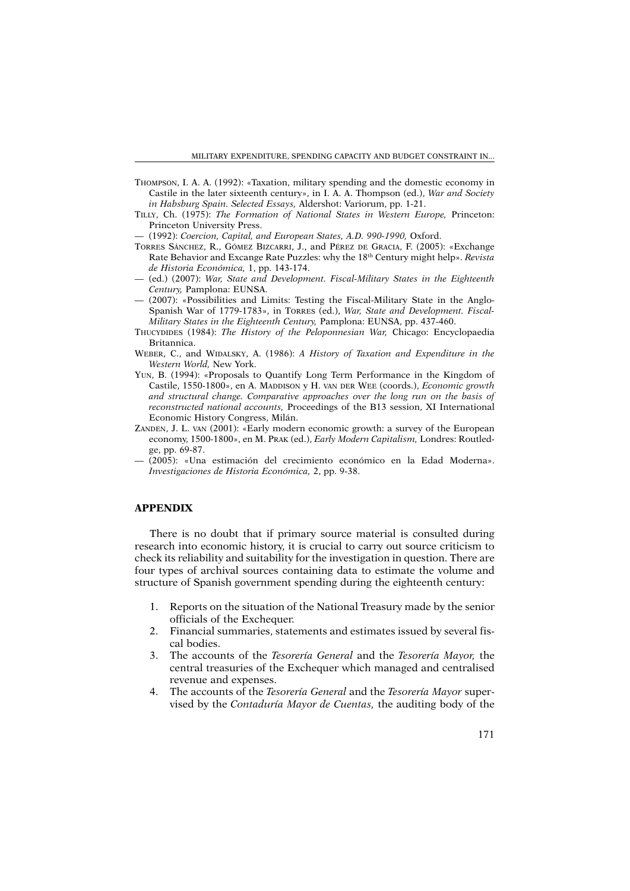THOMPSON, I. A. A. (1992): «Taxation, military spending and the domestic economy in Castile in the later sixteenth century», in I. A. A. Thompson (ed.), *War and Society in Habsburg Spain. Selected Essays,* Aldershot: Variorum, pp. 1-21.

TILLY, Ch. (1975): *The Formation of National States in Western Europe,* Princeton: Princeton University Press.

— (1992): *Coercion, Capital, and European States, A.D. 990-1990,* Oxford.

TORRES SÁNCHEZ, R., GÓMEZ BIZCARRI, J., and PÉREZ DE GRACIA, F. (2005): «Exchange Rate Behavior and Excange Rate Puzzles: why the 18th Century might help». *Revista de Historia Económica,* 1, pp. 143-174.

— (ed.) (2007): *War, State and Development. Fiscal-Military States in the Eighteenth Century,* Pamplona: EUNSA.

— (2007): «Possibilities and Limits: Testing the Fiscal-Military State in the Anglo-Spanish War of 1779-1783», in TORRES (ed.), *War, State and Development. Fiscal-Military States in the Eighteenth Century,* Pamplona: EUNSA, pp. 437-460.

THUCYDIDES (1984): *The History of the Peloponnesian War,* Chicago: Encyclopaedia Britannica.

WEBER, C., and WIDALSKY, A. (1986): *A History of Taxation and Expenditure in the Western World,* New York.

YUN, B. (1994): «Proposals to Quantify Long Term Performance in the Kingdom of Castile, 1550-1800», en A. MADDISON y H. VAN DER WEE (coords.), *Economic growth and structural change. Comparative approaches over the long run on the basis of reconstructed national accounts,* Proceedings of the B13 session, XI International Economic History Congress, Milán.

ZANDEN, J. L. VAN (2001): «Early modern economic growth: a survey of the European economy, 1500-1800», en M. PRAK (ed.), *Early Modern Capitalism,* Londres: Routledge, pp. 69-87.

— (2005): «Una estimación del crecimiento económico en la Edad Moderna». *Investigaciones de Historia Económica,* 2, pp. 9-38.

## APPENDIX

There is no doubt that if primary source material is consulted during research into economic history, it is crucial to carry out source criticism to check its reliability and suitability for the investigation in question. There are four types of archival sources containing data to estimate the volume and structure of Spanish government spending during the eighteenth century:

1. Reports on the situation of the National Treasury made by the senior officials of the Exchequer.
2. Financial summaries, statements and estimates issued by several fiscal bodies.
3. The accounts of the *Tesorería General* and the *Tesorería Mayor,* the central treasuries of the Exchequer which managed and centralised revenue and expenses.
4. The accounts of the *Tesorería General* and the *Tesorería Mayor* supervised by the *Contaduría Mayor de Cuentas,* the auditing body of the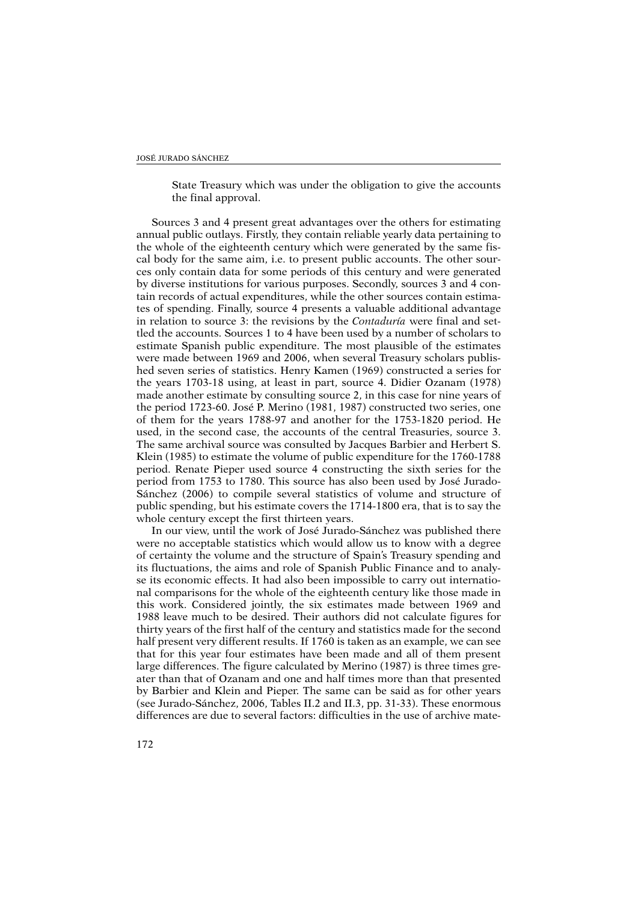State Treasury which was under the obligation to give the accounts the final approval.

Sources 3 and 4 present great advantages over the others for estimating annual public outlays. Firstly, they contain reliable yearly data pertaining to the whole of the eighteenth century which were generated by the same fiscal body for the same aim, i.e. to present public accounts. The other sources only contain data for some periods of this century and were generated by diverse institutions for various purposes. Secondly, sources 3 and 4 contain records of actual expenditures, while the other sources contain estimates of spending. Finally, source 4 presents a valuable additional advantage in relation to source 3: the revisions by the *Contaduría* were final and settled the accounts. Sources 1 to 4 have been used by a number of scholars to estimate Spanish public expenditure. The most plausible of the estimates were made between 1969 and 2006, when several Treasury scholars published seven series of statistics. Henry Kamen (1969) constructed a series for the years 1703-18 using, at least in part, source 4. Didier Ozanam (1978) made another estimate by consulting source 2, in this case for nine years of the period 1723-60. José P. Merino (1981, 1987) constructed two series, one of them for the years 1788-97 and another for the 1753-1820 period. He used, in the second case, the accounts of the central Treasuries, source 3. The same archival source was consulted by Jacques Barbier and Herbert S. Klein (1985) to estimate the volume of public expenditure for the 1760-1788 period. Renate Pieper used source 4 constructing the sixth series for the period from 1753 to 1780. This source has also been used by José Jurado-Sánchez (2006) to compile several statistics of volume and structure of public spending, but his estimate covers the 1714-1800 era, that is to say the whole century except the first thirteen years.

In our view, until the work of José Jurado-Sánchez was published there were no acceptable statistics which would allow us to know with a degree of certainty the volume and the structure of Spain's Treasury spending and its fluctuations, the aims and role of Spanish Public Finance and to analyse its economic effects. It had also been impossible to carry out international comparisons for the whole of the eighteenth century like those made in this work. Considered jointly, the six estimates made between 1969 and 1988 leave much to be desired. Their authors did not calculate figures for thirty years of the first half of the century and statistics made for the second half present very different results. If 1760 is taken as an example, we can see that for this year four estimates have been made and all of them present large differences. The figure calculated by Merino (1987) is three times greater than that of Ozanam and one and half times more than that presented by Barbier and Klein and Pieper. The same can be said as for other years (see Jurado-Sánchez, 2006, Tables II.2 and II.3, pp. 31-33). These enormous differences are due to several factors: difficulties in the use of archive mate-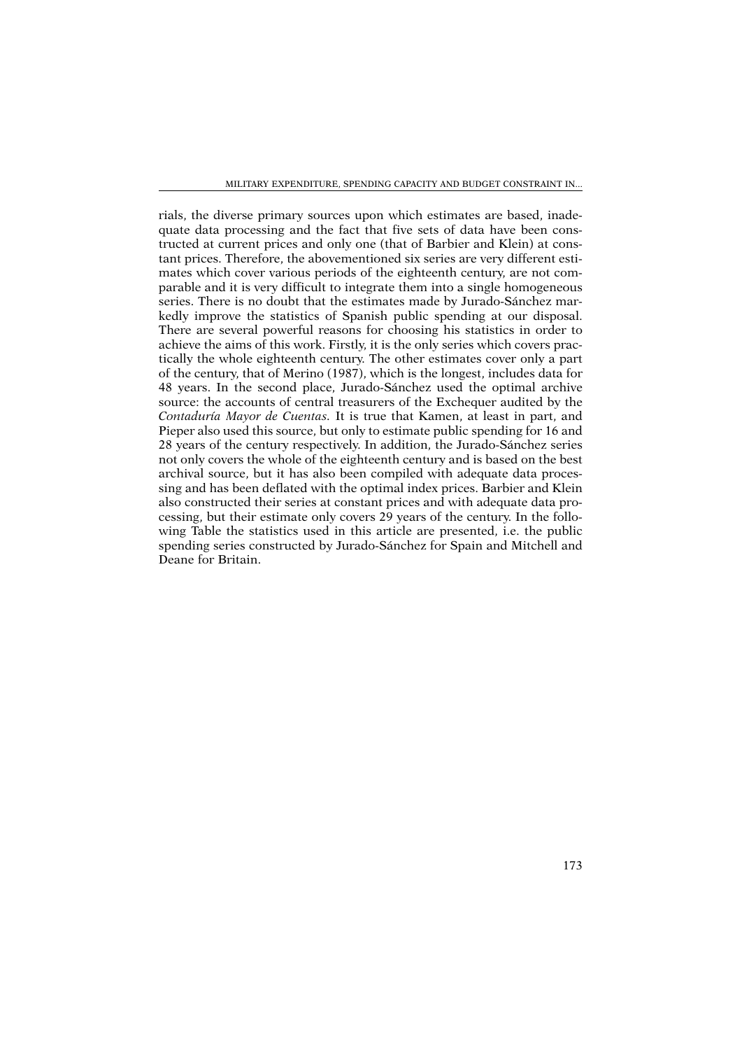rials, the diverse primary sources upon which estimates are based, inadequate data processing and the fact that five sets of data have been constructed at current prices and only one (that of Barbier and Klein) at constant prices. Therefore, the abovementioned six series are very different estimates which cover various periods of the eighteenth century, are not comparable and it is very difficult to integrate them into a single homogeneous series. There is no doubt that the estimates made by Jurado-Sánchez markedly improve the statistics of Spanish public spending at our disposal. There are several powerful reasons for choosing his statistics in order to achieve the aims of this work. Firstly, it is the only series which covers practically the whole eighteenth century. The other estimates cover only a part of the century, that of Merino (1987), which is the longest, includes data for 48 years. In the second place, Jurado-Sánchez used the optimal archive source: the accounts of central treasurers of the Exchequer audited by the *Contaduría Mayor de Cuentas*. It is true that Kamen, at least in part, and Pieper also used this source, but only to estimate public spending for 16 and 28 years of the century respectively. In addition, the Jurado-Sánchez series not only covers the whole of the eighteenth century and is based on the best archival source, but it has also been compiled with adequate data processing and has been deflated with the optimal index prices. Barbier and Klein also constructed their series at constant prices and with adequate data processing, but their estimate only covers 29 years of the century. In the following Table the statistics used in this article are presented, i.e. the public spending series constructed by Jurado-Sánchez for Spain and Mitchell and Deane for Britain.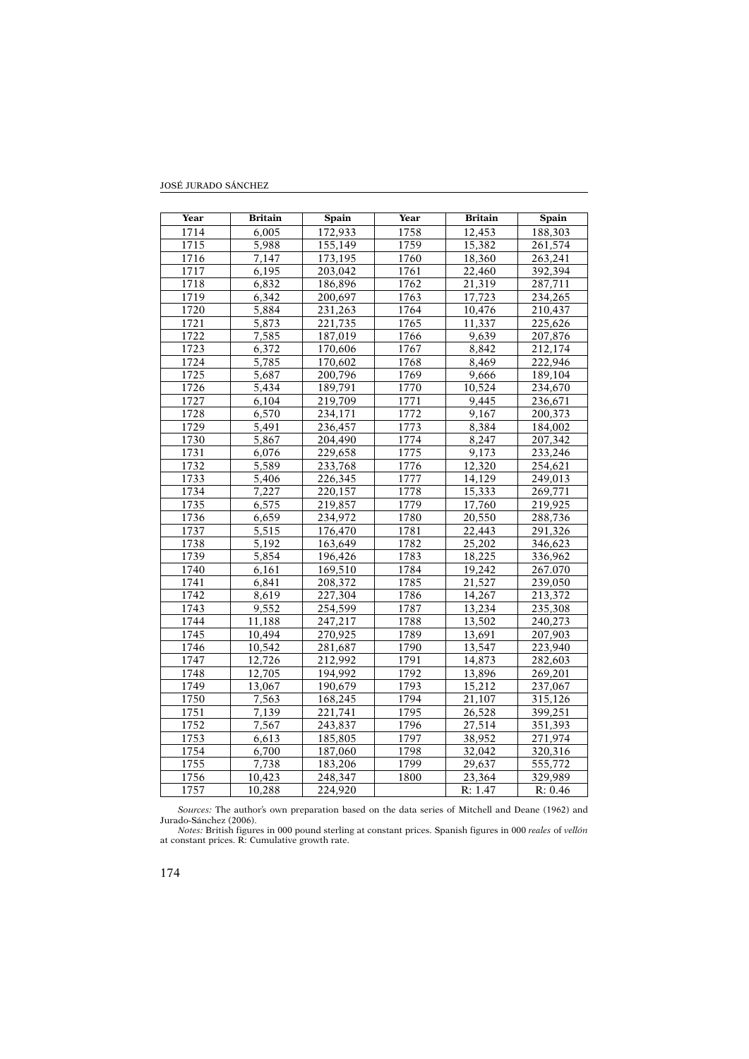| Year | Britain | Spain | Year | Britain | Spain |
|---|---|---|---|---|---|
| 1714 | 6,005 | 172,933 | 1758 | 12,453 | 188,303 |
| 1715 | 5,988 | 155,149 | 1759 | 15,382 | 261,574 |
| 1716 | 7,147 | 173,195 | 1760 | 18,360 | 263,241 |
| 1717 | 6,195 | 203,042 | 1761 | 22,460 | 392,394 |
| 1718 | 6,832 | 186,896 | 1762 | 21,319 | 287,711 |
| 1719 | 6,342 | 200,697 | 1763 | 17,723 | 234,265 |
| 1720 | 5,884 | 231,263 | 1764 | 10,476 | 210,437 |
| 1721 | 5,873 | 221,735 | 1765 | 11,337 | 225,626 |
| 1722 | 7,585 | 187,019 | 1766 | 9,639 | 207,876 |
| 1723 | 6,372 | 170,606 | 1767 | 8,842 | 212,174 |
| 1724 | 5,785 | 170,602 | 1768 | 8,469 | 222,946 |
| 1725 | 5,687 | 200,796 | 1769 | 9,666 | 189,104 |
| 1726 | 5,434 | 189,791 | 1770 | 10,524 | 234,670 |
| 1727 | 6,104 | 219,709 | 1771 | 9,445 | 236,671 |
| 1728 | 6,570 | 234,171 | 1772 | 9,167 | 200,373 |
| 1729 | 5,491 | 236,457 | 1773 | 8,384 | 184,002 |
| 1730 | 5,867 | 204,490 | 1774 | 8,247 | 207,342 |
| 1731 | 6,076 | 229,658 | 1775 | 9,173 | 233,246 |
| 1732 | 5,589 | 233,768 | 1776 | 12,320 | 254,621 |
| 1733 | 5,406 | 226,345 | 1777 | 14,129 | 249,013 |
| 1734 | 7,227 | 220,157 | 1778 | 15,333 | 269,771 |
| 1735 | 6,575 | 219,857 | 1779 | 17,760 | 219,925 |
| 1736 | 6,659 | 234,972 | 1780 | 20,550 | 288,736 |
| 1737 | 5,515 | 176,470 | 1781 | 22,443 | 291,326 |
| 1738 | 5,192 | 163,649 | 1782 | 25,202 | 346,623 |
| 1739 | 5,854 | 196,426 | 1783 | 18,225 | 336,962 |
| 1740 | 6,161 | 169,510 | 1784 | 19,242 | 267.070 |
| 1741 | 6,841 | 208,372 | 1785 | 21,527 | 239,050 |
| 1742 | 8,619 | 227,304 | 1786 | 14,267 | 213,372 |
| 1743 | 9,552 | 254,599 | 1787 | 13,234 | 235,308 |
| 1744 | 11,188 | 247,217 | 1788 | 13,502 | 240,273 |
| 1745 | 10,494 | 270,925 | 1789 | 13,691 | 207,903 |
| 1746 | 10,542 | 281,687 | 1790 | 13,547 | 223,940 |
| 1747 | 12,726 | 212,992 | 1791 | 14,873 | 282,603 |
| 1748 | 12,705 | 194,992 | 1792 | 13,896 | 269,201 |
| 1749 | 13,067 | 190,679 | 1793 | 15,212 | 237,067 |
| 1750 | 7,563 | 168,245 | 1794 | 21,107 | 315,126 |
| 1751 | 7,139 | 221,741 | 1795 | 26,528 | 399,251 |
| 1752 | 7,567 | 243,837 | 1796 | 27,514 | 351,393 |
| 1753 | 6,613 | 185,805 | 1797 | 38,952 | 271,974 |
| 1754 | 6,700 | 187,060 | 1798 | 32,042 | 320,316 |
| 1755 | 7,738 | 183,206 | 1799 | 29,637 | 555,772 |
| 1756 | 10,423 | 248,347 | 1800 | 23,364 | 329,989 |
| 1757 | 10,288 | 224,920 | | R: 1.47 | R: 0.46 |

*Sources:* The author's own preparation based on the data series of Mitchell and Deane (1962) and Jurado-Sánchez (2006).

*Notes:* British figures in 000 pound sterling at constant prices. Spanish figures in 000 *reales* of *vellón* at constant prices. R: Cumulative growth rate.